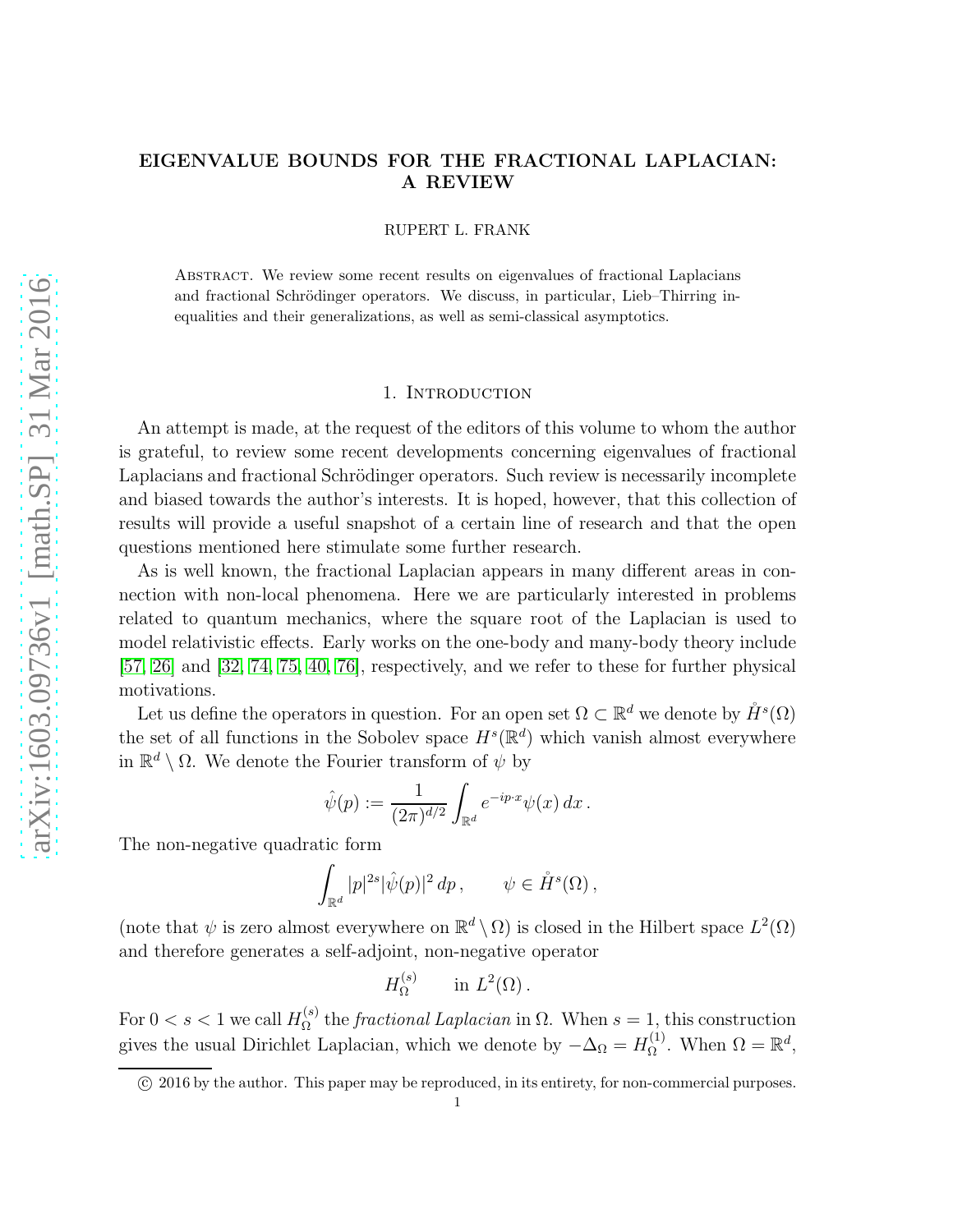# EIGENVALUE BOUNDS FOR THE FRACTIONAL LAPLACIAN: A REVIEW

RUPERT L. FRANK

Abstract. We review some recent results on eigenvalues of fractional Laplacians and fractional Schrödinger operators. We discuss, in particular, Lieb–Thirring inequalities and their generalizations, as well as semi-classical asymptotics.

## 1. Introduction

An attempt is made, at the request of the editors of this volume to whom the author is grateful, to review some recent developments concerning eigenvalues of fractional Laplacians and fractional Schrödinger operators. Such review is necessarily incomplete and biased towards the author's interests. It is hoped, however, that this collection of results will provide a useful snapshot of a certain line of research and that the open questions mentioned here stimulate some further research.

As is well known, the fractional Laplacian appears in many different areas in connection with non-local phenomena. Here we are particularly interested in problems related to quantum mechanics, where the square root of the Laplacian is used to model relativistic effects. Early works on the one-body and many-body theory include [57, 26] and [32, 74, 75, 40, 76], respectively, and we refer to these for further physical motivations.

Let us define the operators in question. For an open set $\Omega \subset \mathbb{R}^d$ we denote by $\mathring{H}^s(\Omega)$ the set of all functions in the Sobolev space $H^s(\mathbb{R}^d)$ which vanish almost everywhere in $\mathbb{R}^d \setminus \Omega$. We denote the Fourier transform of $\psi$ by

$$\hat{\psi}(p) := \frac{1}{(2\pi)^{d/2}} \int_{\mathbb{R}^d} e^{-ip\cdot x} \psi(x)\, dx \,.$$

The non-negative quadratic form

$$\int_{\mathbb{R}^d} |p|^{2s} |\hat{\psi}(p)|^2 \, dp \,, \qquad \psi \in \mathring{H}^s(\Omega)\,,$$

(note that $\psi$ is zero almost everywhere on $\mathbb{R}^d \setminus \Omega$) is closed in the Hilbert space $L^2(\Omega)$ and therefore generates a self-adjoint, non-negative operator

$$H^{(s)}_\Omega \qquad \text{in } L^2(\Omega)\,.$$

For $0 < s < 1$ we call $H^{(s)}_\Omega$ the *fractional Laplacian* in $\Omega$. When $s = 1$, this construction gives the usual Dirichlet Laplacian, which we denote by $-\Delta_\Omega = H^{(1)}_\Omega$. When $\Omega = \mathbb{R}^d$,

© 2016 by the author. This paper may be reproduced, in its entirety, for non-commercial purposes.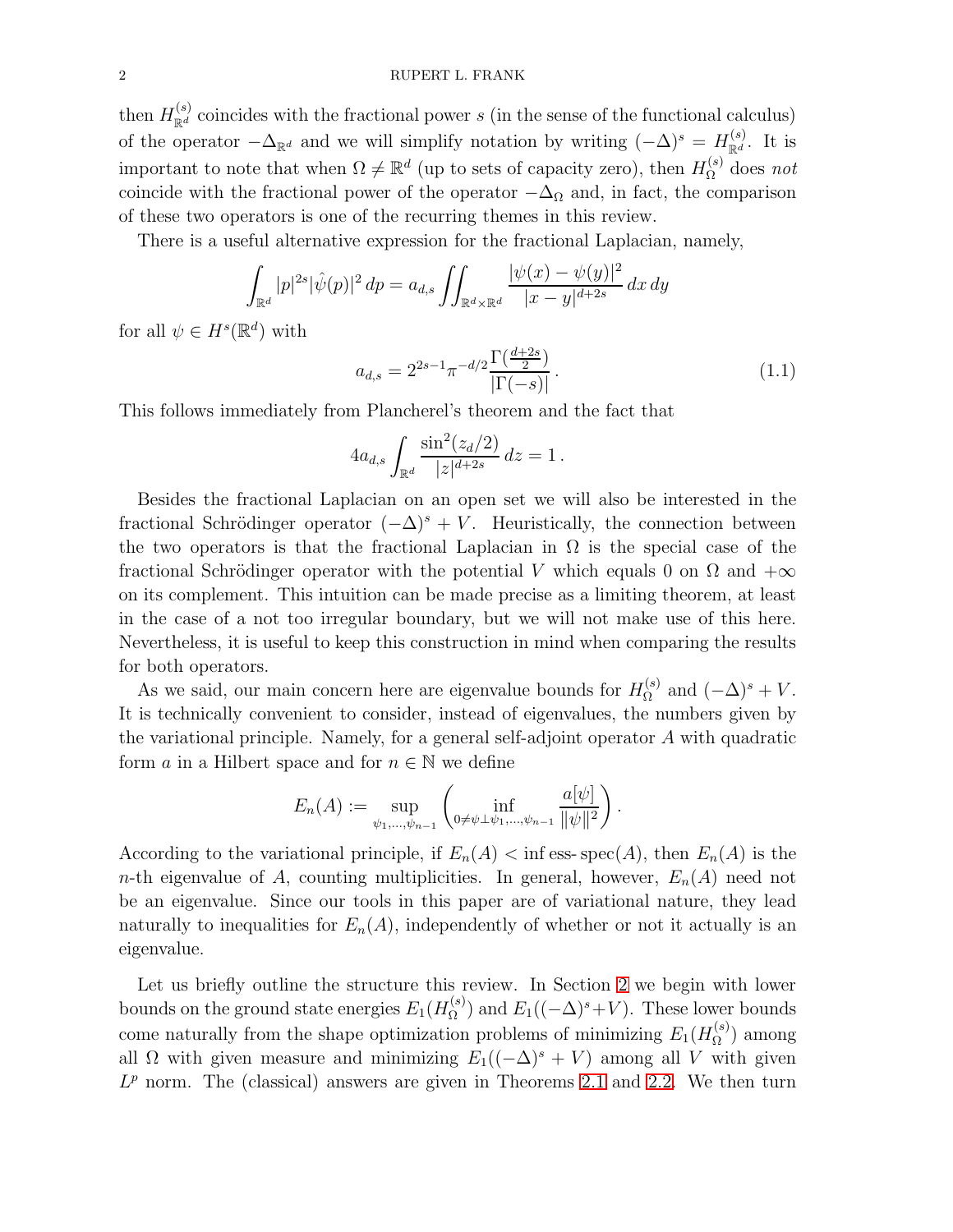then $H^{(s)}_{\mathbb{R}^d}$ coincides with the fractional power $s$ (in the sense of the functional calculus) of the operator $-\Delta_{\mathbb{R}^d}$ and we will simplify notation by writing $(-\Delta)^s = H^{(s)}_{\mathbb{R}^d}$. It is important to note that when $\Omega \neq \mathbb{R}^d$ (up to sets of capacity zero), then $H^{(s)}_\Omega$ does *not* coincide with the fractional power of the operator $-\Delta_\Omega$ and, in fact, the comparison of these two operators is one of the recurring themes in this review.

There is a useful alternative expression for the fractional Laplacian, namely,

$$\int_{\mathbb{R}^d} |p|^{2s} |\hat\psi(p)|^2 \, dp = a_{d,s} \iint_{\mathbb{R}^d\times\mathbb{R}^d} \frac{|\psi(x)-\psi(y)|^2}{|x-y|^{d+2s}} \, dx \, dy$$

for all $\psi \in H^s(\mathbb{R}^d)$ with

$$a_{d,s} = 2^{2s-1} \pi^{-d/2} \frac{\Gamma(\frac{d+2s}{2})}{|\Gamma(-s)|} \,. \tag{1.1}$$

This follows immediately from Plancherel's theorem and the fact that

$$4 a_{d,s} \int_{\mathbb{R}^d} \frac{\sin^2(z_d/2)}{|z|^{d+2s}} \, dz = 1 \,.$$

Besides the fractional Laplacian on an open set we will also be interested in the fractional Schrödinger operator $(-\Delta)^s + V$. Heuristically, the connection between the two operators is that the fractional Laplacian in $\Omega$ is the special case of the fractional Schrödinger operator with the potential $V$ which equals 0 on $\Omega$ and $+\infty$ on its complement. This intuition can be made precise as a limiting theorem, at least in the case of a not too irregular boundary, but we will not make use of this here. Nevertheless, it is useful to keep this construction in mind when comparing the results for both operators.

As we said, our main concern here are eigenvalue bounds for $H^{(s)}_\Omega$ and $(-\Delta)^s + V$. It is technically convenient to consider, instead of eigenvalues, the numbers given by the variational principle. Namely, for a general self-adjoint operator $A$ with quadratic form $a$ in a Hilbert space and for $n \in \mathbb{N}$ we define

$$E_n(A) := \sup_{\psi_1,\ldots,\psi_{n-1}} \left( \inf_{0\neq\psi\perp\psi_1,\ldots,\psi_{n-1}} \frac{a[\psi]}{\|\psi\|^2} \right).$$

According to the variational principle, if $E_n(A) < \inf \operatorname{ess-spec}(A)$, then $E_n(A)$ is the $n$-th eigenvalue of $A$, counting multiplicities. In general, however, $E_n(A)$ need not be an eigenvalue. Since our tools in this paper are of variational nature, they lead naturally to inequalities for $E_n(A)$, independently of whether or not it actually is an eigenvalue.

Let us briefly outline the structure this review. In Section 2 we begin with lower bounds on the ground state energies $E_1(H^{(s)}_\Omega)$ and $E_1((-\Delta)^s + V)$. These lower bounds come naturally from the shape optimization problems of minimizing $E_1(H^{(s)}_\Omega)$ among all $\Omega$ with given measure and minimizing $E_1((-\Delta)^s + V)$ among all $V$ with given $L^p$ norm. The (classical) answers are given in Theorems 2.1 and 2.2. We then turn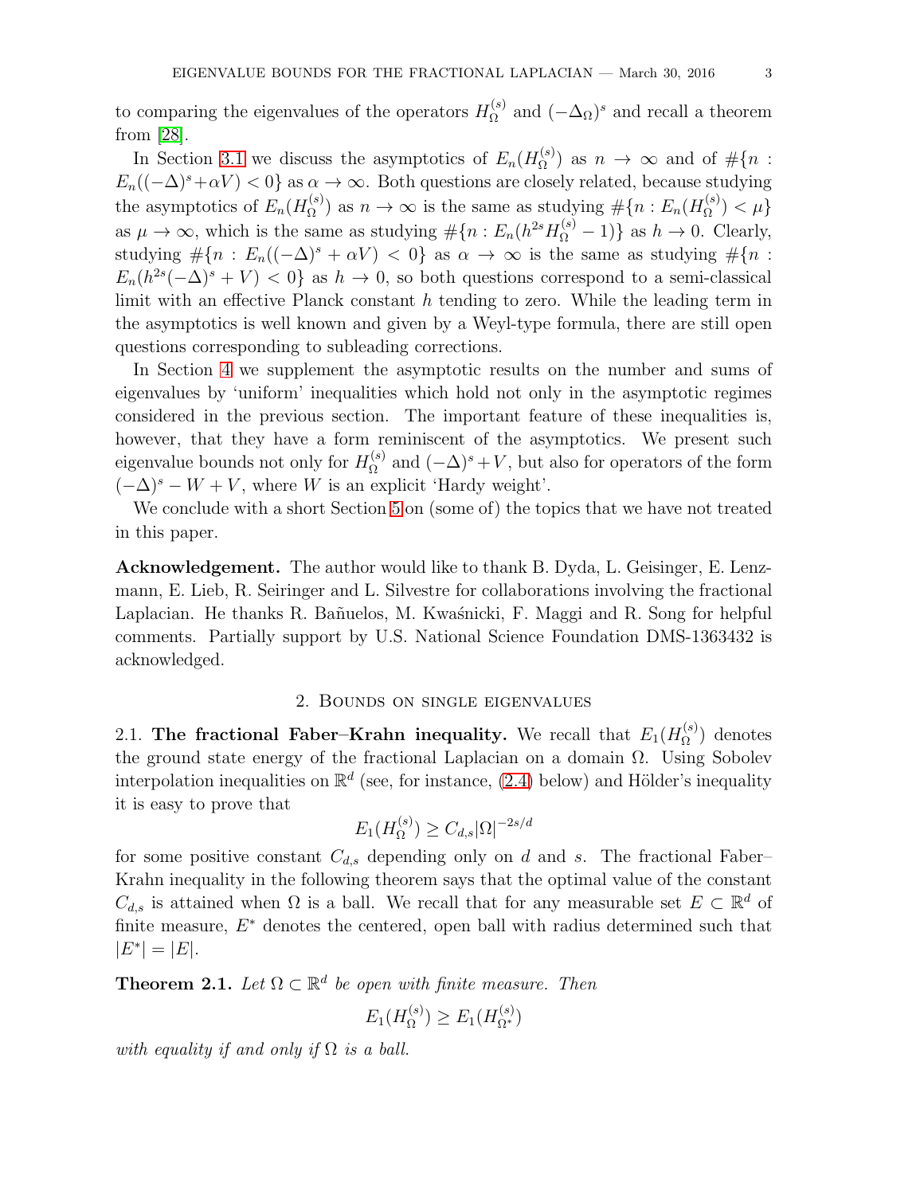to comparing the eigenvalues of the operators $H^{(s)}_\Omega$ and $(-\Delta_\Omega)^s$ and recall a theorem from [28].

In Section 3.1 we discuss the asymptotics of $E_n(H^{(s)}_\Omega)$ as $n \to \infty$ and of $\#\{n : E_n((-\Delta)^s + \alpha V) < 0\}$ as $\alpha \to \infty$. Both questions are closely related, because studying the asymptotics of $E_n(H^{(s)}_\Omega)$ as $n \to \infty$ is the same as studying $\#\{n : E_n(H^{(s)}_\Omega) < \mu\}$ as $\mu \to \infty$, which is the same as studying $\#\{n : E_n(h^{2s} H^{(s)}_\Omega - 1)\}$ as $h \to 0$. Clearly, studying $\#\{n : E_n((-\Delta)^s + \alpha V) < 0\}$ as $\alpha \to \infty$ is the same as studying $\#\{n : E_n(h^{2s}(-\Delta)^s + V) < 0\}$ as $h \to 0$, so both questions correspond to a semi-classical limit with an effective Planck constant $h$ tending to zero. While the leading term in the asymptotics is well known and given by a Weyl-type formula, there are still open questions corresponding to subleading corrections.

In Section 4 we supplement the asymptotic results on the number and sums of eigenvalues by 'uniform' inequalities which hold not only in the asymptotic regimes considered in the previous section. The important feature of these inequalities is, however, that they have a form reminiscent of the asymptotics. We present such eigenvalue bounds not only for $H^{(s)}_\Omega$ and $(-\Delta)^s + V$, but also for operators of the form $(-\Delta)^s - W + V$, where $W$ is an explicit 'Hardy weight'.

We conclude with a short Section 5 on (some of) the topics that we have not treated in this paper.

**Acknowledgement.** The author would like to thank B. Dyda, L. Geisinger, E. Lenzmann, E. Lieb, R. Seiringer and L. Silvestre for collaborations involving the fractional Laplacian. He thanks R. Bañuelos, M. Kwaśnicki, F. Maggi and R. Song for helpful comments. Partially support by U.S. National Science Foundation DMS-1363432 is acknowledged.

## 2. Bounds on single eigenvalues

2.1. **The fractional Faber–Krahn inequality.** We recall that $E_1(H^{(s)}_\Omega)$ denotes the ground state energy of the fractional Laplacian on a domain $\Omega$. Using Sobolev interpolation inequalities on $\mathbb{R}^d$ (see, for instance, (2.4) below) and Hölder's inequality it is easy to prove that

$$E_1(H^{(s)}_\Omega) \geq C_{d,s} |\Omega|^{-2s/d}$$

for some positive constant $C_{d,s}$ depending only on $d$ and $s$. The fractional Faber–Krahn inequality in the following theorem says that the optimal value of the constant $C_{d,s}$ is attained when $\Omega$ is a ball. We recall that for any measurable set $E \subset \mathbb{R}^d$ of finite measure, $E^*$ denotes the centered, open ball with radius determined such that $|E^*| = |E|$.

**Theorem 2.1.** *Let $\Omega \subset \mathbb{R}^d$ be open with finite measure. Then*

$$E_1(H^{(s)}_\Omega) \geq E_1(H^{(s)}_{\Omega^*})$$

*with equality if and only if $\Omega$ is a ball.*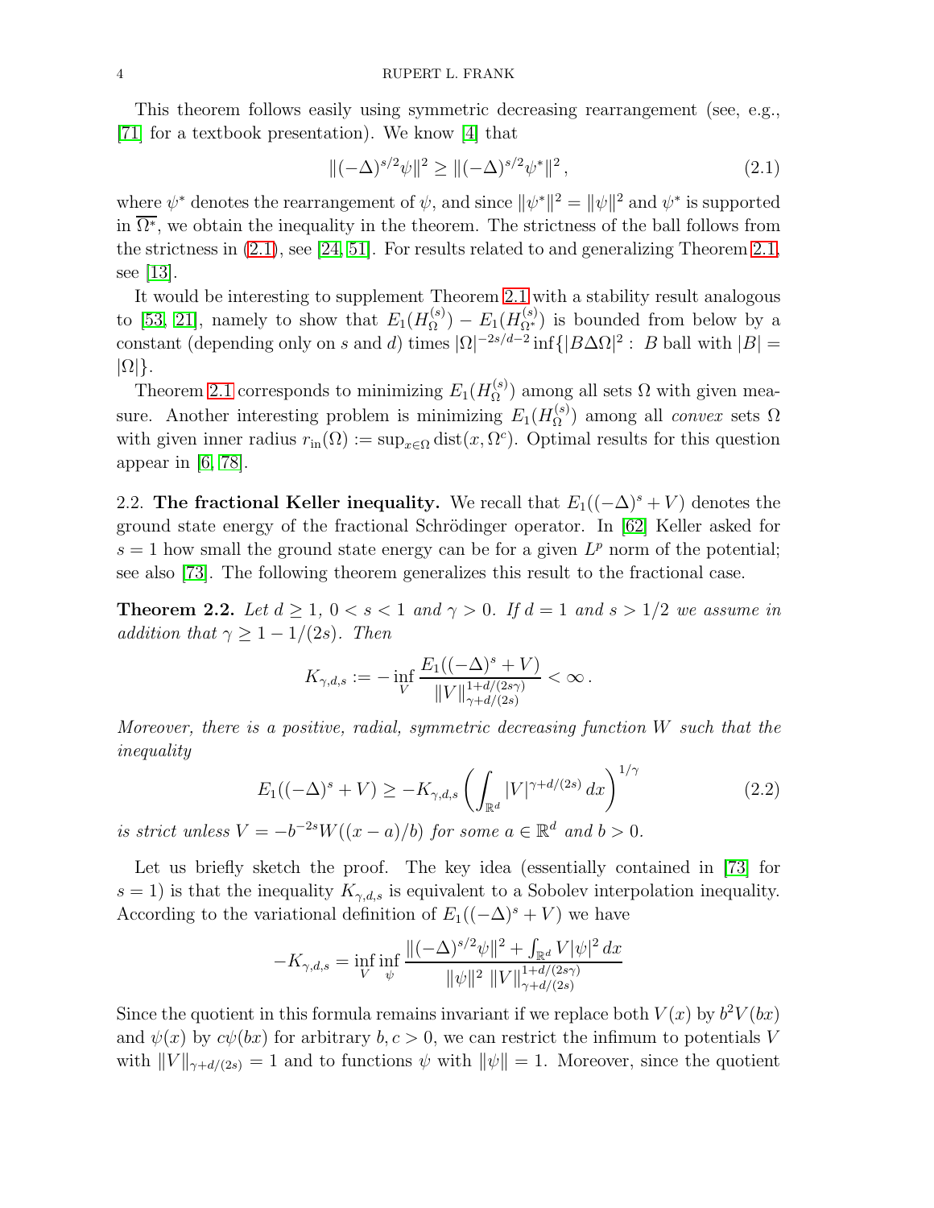This theorem follows easily using symmetric decreasing rearrangement (see, e.g., [71] for a textbook presentation). We know [4] that

$$\|(-\Delta)^{s/2}\psi\|^2 \geq \|(-\Delta)^{s/2}\psi^*\|^2 \,, \tag{2.1}$$

where $\psi^*$ denotes the rearrangement of $\psi$, and since $\|\psi^*\|^2 = \|\psi\|^2$ and $\psi^*$ is supported in $\overline{\Omega^*}$, we obtain the inequality in the theorem. The strictness of the ball follows from the strictness in (2.1), see [24, 51]. For results related to and generalizing Theorem 2.1, see [13].

It would be interesting to supplement Theorem 2.1 with a stability result analogous to [53, 21], namely to show that $E_1(H_\Omega^{(s)}) - E_1(H_{\Omega^*}^{(s)})$ is bounded from below by a constant (depending only on $s$ and $d$) times $|\Omega|^{-2s/d-2}\inf\{|B\Delta\Omega|^2 : \ B \text{ ball with } |B| = |\Omega|\}$.

Theorem 2.1 corresponds to minimizing $E_1(H_\Omega^{(s)})$ among all sets $\Omega$ with given measure. Another interesting problem is minimizing $E_1(H_\Omega^{(s)})$ among all *convex* sets $\Omega$ with given inner radius $r_{\rm in}(\Omega) := \sup_{x\in\Omega} \operatorname{dist}(x,\Omega^c)$. Optimal results for this question appear in [6, 78].

### 2.2. The fractional Keller inequality.

We recall that $E_1((-\Delta)^s + V)$ denotes the ground state energy of the fractional Schrödinger operator. In [62] Keller asked for $s = 1$ how small the ground state energy can be for a given $L^p$ norm of the potential; see also [73]. The following theorem generalizes this result to the fractional case.

**Theorem 2.2.** *Let $d \geq 1$, $0 < s < 1$ and $\gamma > 0$. If $d = 1$ and $s > 1/2$ we assume in addition that $\gamma \geq 1 - 1/(2s)$. Then*

$$K_{\gamma,d,s} := -\inf_V \frac{E_1((-\Delta)^s + V)}{\|V\|_{\gamma+d/(2s)}^{1+d/(2s\gamma)}} < \infty \,.$$

*Moreover, there is a positive, radial, symmetric decreasing function $W$ such that the inequality*

$$E_1((-\Delta)^s + V) \geq -K_{\gamma,d,s}\left(\int_{\mathbb{R}^d} |V|^{\gamma+d/(2s)}\,dx\right)^{1/\gamma} \tag{2.2}$$

*is strict unless $V = -b^{-2s}W((x-a)/b)$ for some $a \in \mathbb{R}^d$ and $b > 0$.*

Let us briefly sketch the proof. The key idea (essentially contained in [73] for $s = 1$) is that the inequality $K_{\gamma,d,s}$ is equivalent to a Sobolev interpolation inequality. According to the variational definition of $E_1((-\Delta)^s + V)$ we have

$$-K_{\gamma,d,s} = \inf_V \inf_\psi \frac{\|(-\Delta)^{s/2}\psi\|^2 + \int_{\mathbb{R}^d} V|\psi|^2\,dx}{\|\psi\|^2\;\|V\|_{\gamma+d/(2s)}^{1+d/(2s\gamma)}}$$

Since the quotient in this formula remains invariant if we replace both $V(x)$ by $b^2V(bx)$ and $\psi(x)$ by $c\psi(bx)$ for arbitrary $b, c > 0$, we can restrict the infimum to potentials $V$ with $\|V\|_{\gamma+d/(2s)} = 1$ and to functions $\psi$ with $\|\psi\| = 1$. Moreover, since the quotient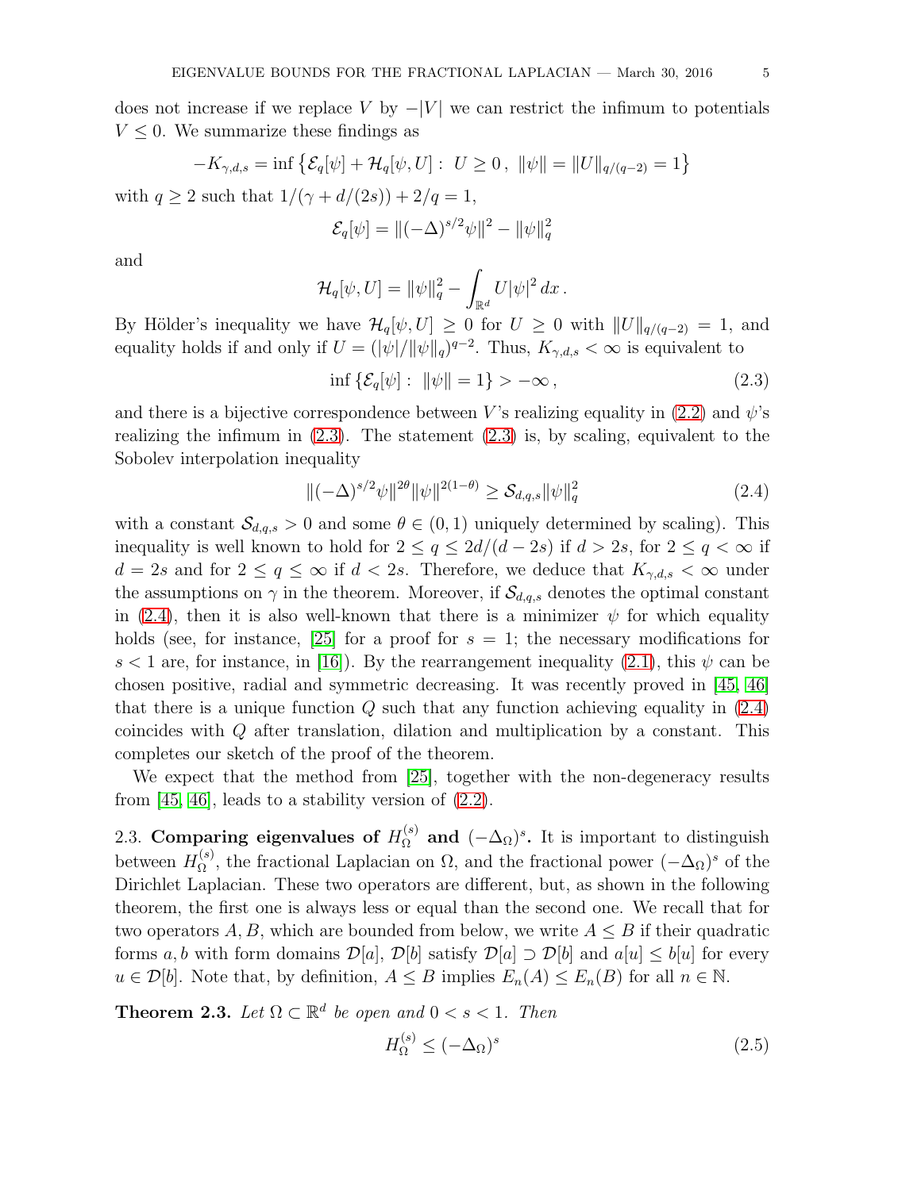does not increase if we replace $V$ by $-|V|$ we can restrict the infimum to potentials $V \leq 0$. We summarize these findings as

$$-K_{\gamma,d,s} = \inf \left\{ \mathcal{E}_q[\psi] + \mathcal{H}_q[\psi, U] : \ U \geq 0 \,, \ \|\psi\| = \|U\|_{q/(q-2)} = 1 \right\}$$

with $q \geq 2$ such that $1/(\gamma + d/(2s)) + 2/q = 1$,

$$\mathcal{E}_q[\psi] = \|(-\Delta)^{s/2}\psi\|^2 - \|\psi\|_q^2$$

and

$$\mathcal{H}_q[\psi, U] = \|\psi\|_q^2 - \int_{\mathbb{R}^d} U|\psi|^2 \, dx \,.$$

By Hölder's inequality we have $\mathcal{H}_q[\psi, U] \geq 0$ for $U \geq 0$ with $\|U\|_{q/(q-2)} = 1$, and equality holds if and only if $U = (|\psi|/\|\psi\|_q)^{q-2}$. Thus, $K_{\gamma,d,s} < \infty$ is equivalent to

$$\inf \left\{ \mathcal{E}_q[\psi] : \ \|\psi\| = 1 \right\} > -\infty \,, \tag{2.3}$$

and there is a bijective correspondence between $V$'s realizing equality in (2.2) and $\psi$'s realizing the infimum in (2.3). The statement (2.3) is, by scaling, equivalent to the Sobolev interpolation inequality

$$\|(-\Delta)^{s/2}\psi\|^{2\theta}\|\psi\|^{2(1-\theta)} \geq \mathcal{S}_{d,q,s}\|\psi\|_q^2 \tag{2.4}$$

with a constant $\mathcal{S}_{d,q,s} > 0$ and some $\theta \in (0,1)$ uniquely determined by scaling). This inequality is well known to hold for $2 \leq q \leq 2d/(d-2s)$ if $d > 2s$, for $2 \leq q < \infty$ if $d = 2s$ and for $2 \leq q \leq \infty$ if $d < 2s$. Therefore, we deduce that $K_{\gamma,d,s} < \infty$ under the assumptions on $\gamma$ in the theorem. Moreover, if $\mathcal{S}_{d,q,s}$ denotes the optimal constant in (2.4), then it is also well-known that there is a minimizer $\psi$ for which equality holds (see, for instance, [25] for a proof for $s = 1$; the necessary modifications for $s < 1$ are, for instance, in [16]). By the rearrangement inequality (2.1), this $\psi$ can be chosen positive, radial and symmetric decreasing. It was recently proved in [45, 46] that there is a unique function $Q$ such that any function achieving equality in (2.4) coincides with $Q$ after translation, dilation and multiplication by a constant. This completes our sketch of the proof of the theorem.

We expect that the method from [25], together with the non-degeneracy results from [45, 46], leads to a stability version of (2.2).

2.3. **Comparing eigenvalues of $H_\Omega^{(s)}$ and $(-\Delta_\Omega)^s$.** It is important to distinguish between $H_\Omega^{(s)}$, the fractional Laplacian on $\Omega$, and the fractional power $(-\Delta_\Omega)^s$ of the Dirichlet Laplacian. These two operators are different, but, as shown in the following theorem, the first one is always less or equal than the second one. We recall that for two operators $A, B$, which are bounded from below, we write $A \leq B$ if their quadratic forms $a, b$ with form domains $\mathcal{D}[a]$, $\mathcal{D}[b]$ satisfy $\mathcal{D}[a] \supset \mathcal{D}[b]$ and $a[u] \leq b[u]$ for every $u \in \mathcal{D}[b]$. Note that, by definition, $A \leq B$ implies $E_n(A) \leq E_n(B)$ for all $n \in \mathbb{N}$.

**Theorem 2.3.** *Let $\Omega \subset \mathbb{R}^d$ be open and $0 < s < 1$. Then*

$$H_\Omega^{(s)} \leq (-\Delta_\Omega)^s \tag{2.5}$$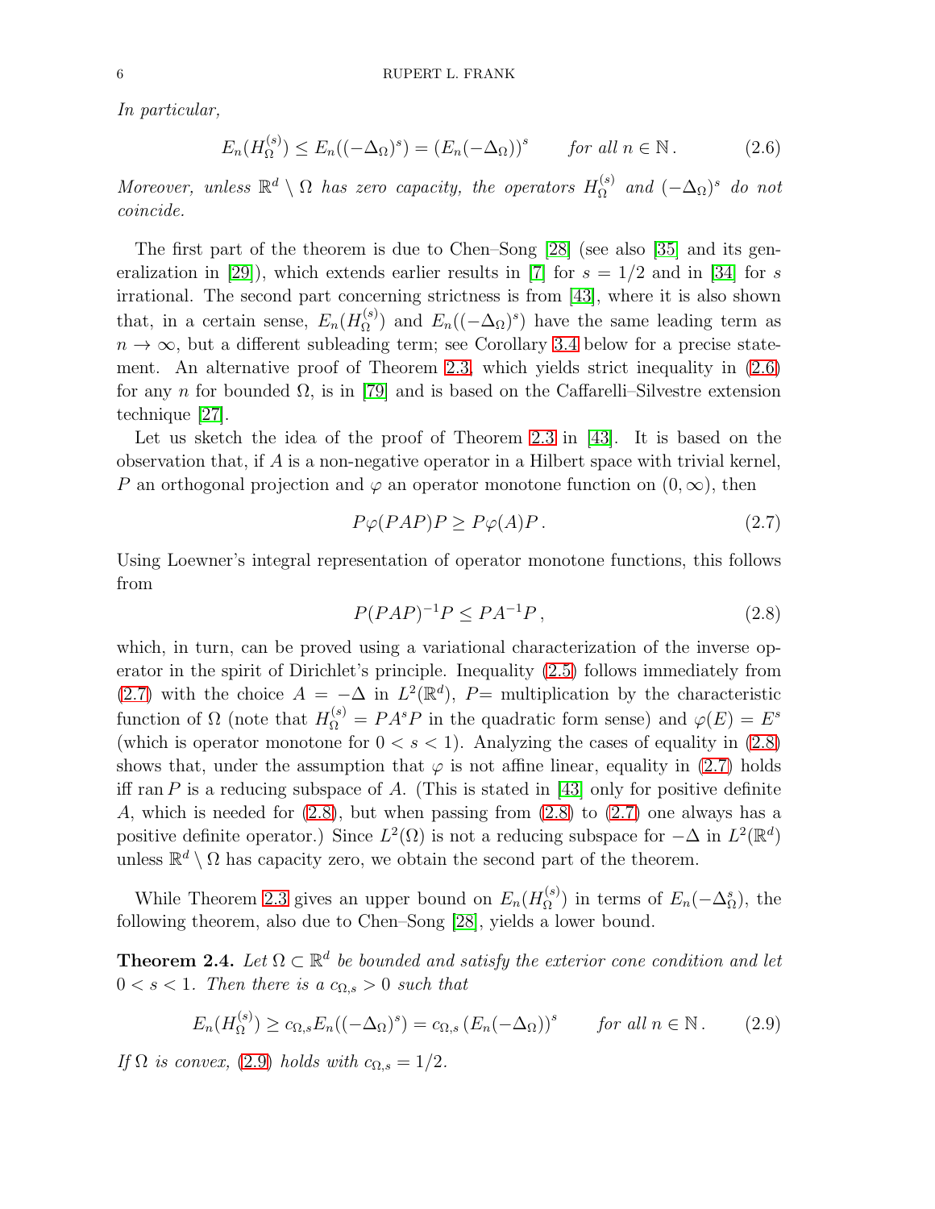*In particular,*

$$E_n(H_\Omega^{(s)}) \leq E_n((-\Delta_\Omega)^s) = (E_n(-\Delta_\Omega))^s \qquad \text{for all } n \in \mathbb{N}\,. \tag{2.6}$$

*Moreover, unless $\mathbb{R}^d \setminus \Omega$ has zero capacity, the operators $H_\Omega^{(s)}$ and $(-\Delta_\Omega)^s$ do not coincide.*

The first part of the theorem is due to Chen–Song [28] (see also [35] and its generalization in [29]), which extends earlier results in [7] for $s = 1/2$ and in [34] for $s$ irrational. The second part concerning strictness is from [43], where it is also shown that, in a certain sense, $E_n(H_\Omega^{(s)})$ and $E_n((-\Delta_\Omega)^s)$ have the same leading term as $n \to \infty$, but a different subleading term; see Corollary 3.4 below for a precise statement. An alternative proof of Theorem 2.3, which yields strict inequality in (2.6) for any $n$ for bounded $\Omega$, is in [79] and is based on the Caffarelli–Silvestre extension technique [27].

Let us sketch the idea of the proof of Theorem 2.3 in [43]. It is based on the observation that, if $A$ is a non-negative operator in a Hilbert space with trivial kernel, $P$ an orthogonal projection and $\varphi$ an operator monotone function on $(0, \infty)$, then

$$P\varphi(PAP)P \geq P\varphi(A)P\,. \tag{2.7}$$

Using Loewner's integral representation of operator monotone functions, this follows from

$$P(PAP)^{-1}P \leq PA^{-1}P\,, \tag{2.8}$$

which, in turn, can be proved using a variational characterization of the inverse operator in the spirit of Dirichlet's principle. Inequality (2.5) follows immediately from (2.7) with the choice $A = -\Delta$ in $L^2(\mathbb{R}^d)$, $P=$ multiplication by the characteristic function of $\Omega$ (note that $H_\Omega^{(s)} = PA^sP$ in the quadratic form sense) and $\varphi(E) = E^s$ (which is operator monotone for $0 < s < 1$). Analyzing the cases of equality in (2.8) shows that, under the assumption that $\varphi$ is not affine linear, equality in (2.7) holds iff $\operatorname{ran} P$ is a reducing subspace of $A$. (This is stated in [43] only for positive definite $A$, which is needed for (2.8), but when passing from (2.8) to (2.7) one always has a positive definite operator.) Since $L^2(\Omega)$ is not a reducing subspace for $-\Delta$ in $L^2(\mathbb{R}^d)$ unless $\mathbb{R}^d \setminus \Omega$ has capacity zero, we obtain the second part of the theorem.

While Theorem 2.3 gives an upper bound on $E_n(H_\Omega^{(s)})$ in terms of $E_n(-\Delta_\Omega^s)$, the following theorem, also due to Chen–Song [28], yields a lower bound.

**Theorem 2.4.** *Let $\Omega \subset \mathbb{R}^d$ be bounded and satisfy the exterior cone condition and let $0 < s < 1$. Then there is a $c_{\Omega,s} > 0$ such that*

$$E_n(H_\Omega^{(s)}) \geq c_{\Omega,s} E_n((-\Delta_\Omega)^s) = c_{\Omega,s}\,(E_n(-\Delta_\Omega))^s \qquad \text{for all } n \in \mathbb{N}\,. \tag{2.9}$$

*If $\Omega$ is convex, (2.9) holds with $c_{\Omega,s} = 1/2$.*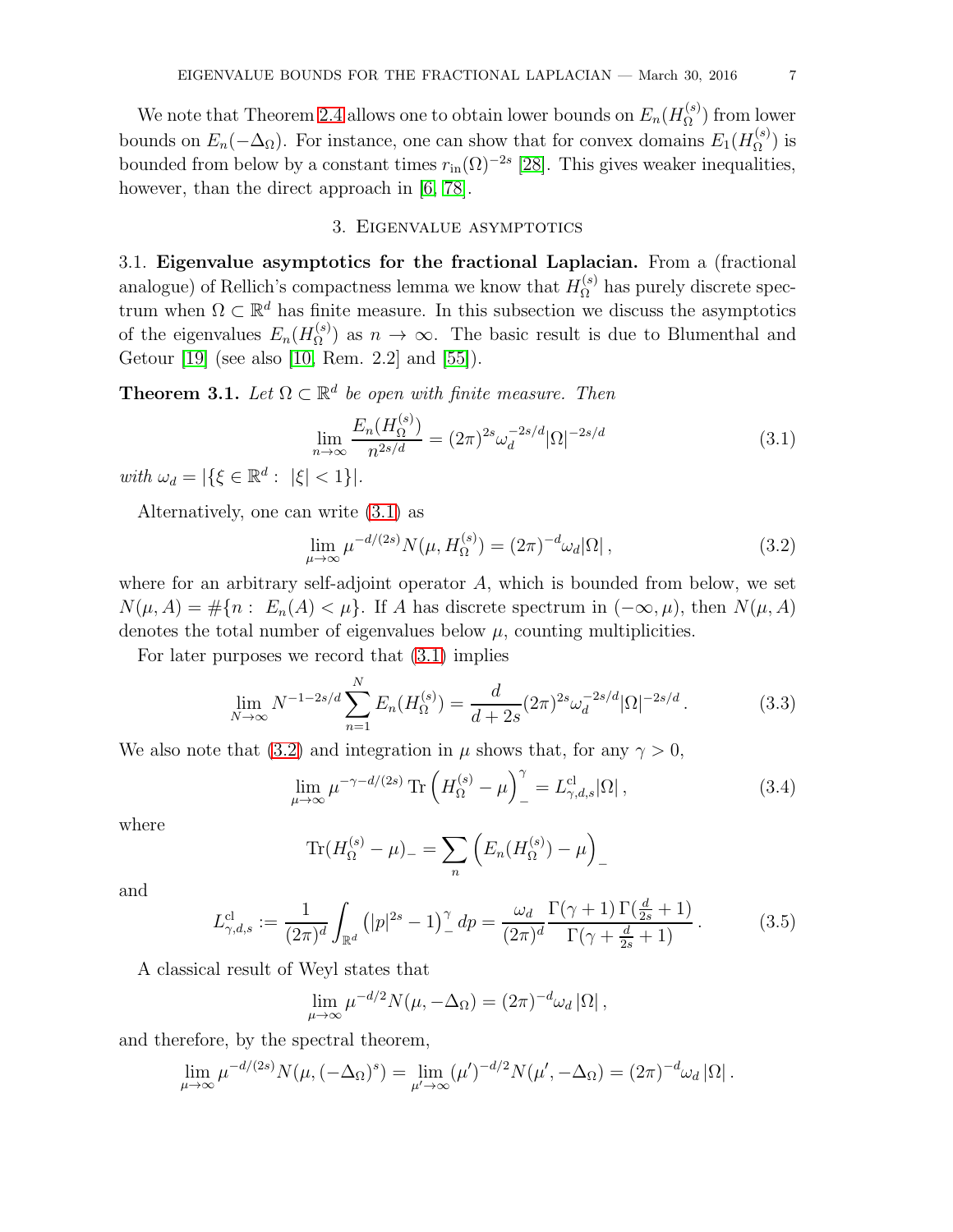We note that Theorem 2.4 allows one to obtain lower bounds on $E_n(H_\Omega^{(s)})$ from lower bounds on $E_n(-\Delta_\Omega)$. For instance, one can show that for convex domains $E_1(H_\Omega^{(s)})$ is bounded from below by a constant times $r_{\rm in}(\Omega)^{-2s}$ [28]. This gives weaker inequalities, however, than the direct approach in [6, 78].

## 3. Eigenvalue asymptotics

### 3.1. Eigenvalue asymptotics for the fractional Laplacian.

From a (fractional analogue) of Rellich's compactness lemma we know that $H_\Omega^{(s)}$ has purely discrete spectrum when $\Omega \subset \mathbb{R}^d$ has finite measure. In this subsection we discuss the asymptotics of the eigenvalues $E_n(H_\Omega^{(s)})$ as $n \to \infty$. The basic result is due to Blumenthal and Getour [19] (see also [10, Rem. 2.2] and [55]).

**Theorem 3.1.** *Let $\Omega \subset \mathbb{R}^d$ be open with finite measure. Then*

$$\lim_{n\to\infty} \frac{E_n(H_\Omega^{(s)})}{n^{2s/d}} = (2\pi)^{2s} \omega_d^{-2s/d} |\Omega|^{-2s/d} \tag{3.1}$$

*with $\omega_d = |\{\xi \in \mathbb{R}^d : \ |\xi| < 1\}|$.*

Alternatively, one can write (3.1) as

$$\lim_{\mu\to\infty} \mu^{-d/(2s)} N(\mu, H_\Omega^{(s)}) = (2\pi)^{-d} \omega_d |\Omega| \,, \tag{3.2}$$

where for an arbitrary self-adjoint operator $A$, which is bounded from below, we set $N(\mu, A) = \#\{n : \ E_n(A) < \mu\}$. If $A$ has discrete spectrum in $(-\infty, \mu)$, then $N(\mu, A)$ denotes the total number of eigenvalues below $\mu$, counting multiplicities.

For later purposes we record that (3.1) implies

$$\lim_{N\to\infty} N^{-1-2s/d} \sum_{n=1}^{N} E_n(H_\Omega^{(s)}) = \frac{d}{d+2s} (2\pi)^{2s} \omega_d^{-2s/d} |\Omega|^{-2s/d} \,. \tag{3.3}$$

We also note that (3.2) and integration in $\mu$ shows that, for any $\gamma > 0$,

$$\lim_{\mu\to\infty} \mu^{-\gamma-d/(2s)} \operatorname{Tr} \left( H_\Omega^{(s)} - \mu \right)_-^\gamma = L^{\rm cl}_{\gamma,d,s} |\Omega| \,, \tag{3.4}$$

where

$$\operatorname{Tr}(H_\Omega^{(s)} - \mu)_- = \sum_n \left( E_n(H_\Omega^{(s)}) - \mu \right)_-$$

and

$$L^{\rm cl}_{\gamma,d,s} := \frac{1}{(2\pi)^d} \int_{\mathbb{R}^d} \left( |p|^{2s} - 1 \right)_-^\gamma dp = \frac{\omega_d}{(2\pi)^d} \frac{\Gamma(\gamma+1)\, \Gamma(\frac{d}{2s}+1)}{\Gamma(\gamma + \frac{d}{2s} + 1)} \,. \tag{3.5}$$

A classical result of Weyl states that

$$\lim_{\mu\to\infty} \mu^{-d/2} N(\mu, -\Delta_\Omega) = (2\pi)^{-d} \omega_d \, |\Omega| \,,$$

and therefore, by the spectral theorem,

$$\lim_{\mu\to\infty} \mu^{-d/(2s)} N(\mu, (-\Delta_\Omega)^s) = \lim_{\mu'\to\infty} (\mu')^{-d/2} N(\mu', -\Delta_\Omega) = (2\pi)^{-d} \omega_d \, |\Omega| \,.$$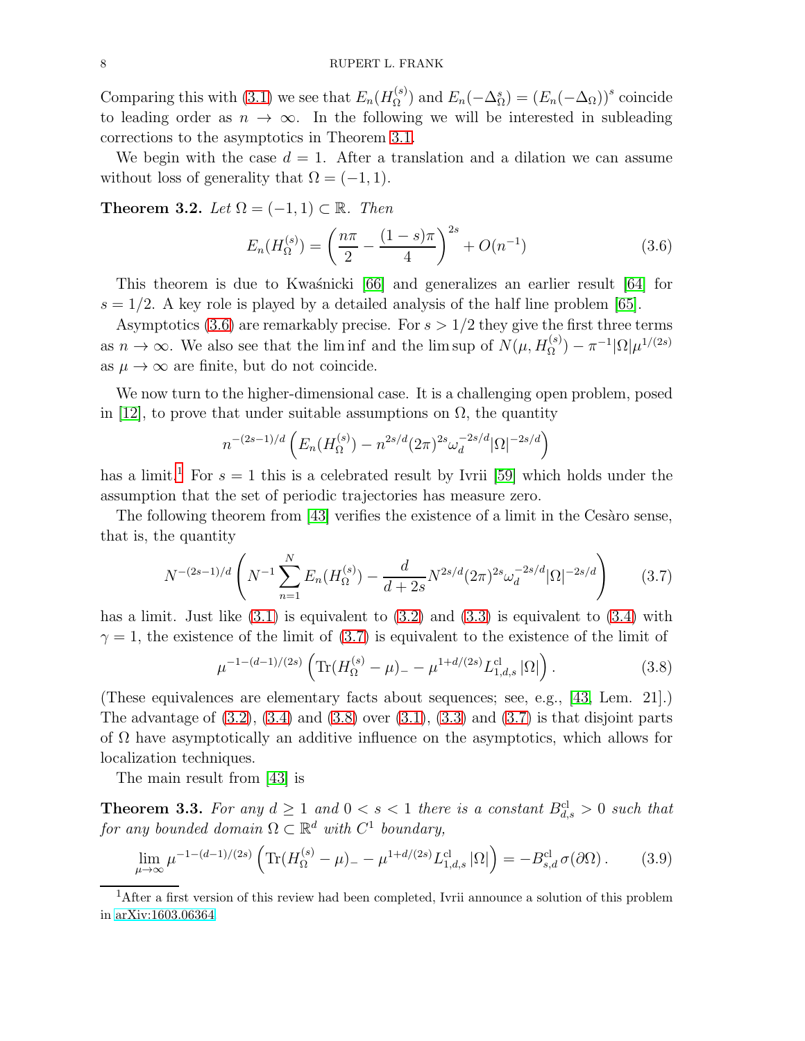Comparing this with (3.1) we see that $E_n(H_\Omega^{(s)})$ and $E_n(-\Delta_\Omega^s) = (E_n(-\Delta_\Omega))^s$ coincide to leading order as $n \to \infty$. In the following we will be interested in subleading corrections to the asymptotics in Theorem 3.1.

We begin with the case $d = 1$. After a translation and a dilation we can assume without loss of generality that $\Omega = (-1, 1)$.

**Theorem 3.2.** *Let $\Omega = (-1,1) \subset \mathbb{R}$. Then*

$$E_n(H_\Omega^{(s)}) = \left( \frac{n\pi}{2} - \frac{(1-s)\pi}{4} \right)^{2s} + O(n^{-1}) \tag{3.6}$$

This theorem is due to Kwaśnicki [66] and generalizes an earlier result [64] for $s = 1/2$. A key role is played by a detailed analysis of the half line problem [65].

Asymptotics (3.6) are remarkably precise. For $s > 1/2$ they give the first three terms as $n \to \infty$. We also see that the lim inf and the lim sup of $N(\mu, H_\Omega^{(s)}) - \pi^{-1}|\Omega|\mu^{1/(2s)}$ as $\mu \to \infty$ are finite, but do not coincide.

We now turn to the higher-dimensional case. It is a challenging open problem, posed in [12], to prove that under suitable assumptions on $\Omega$, the quantity

$$n^{-(2s-1)/d} \left( E_n(H_\Omega^{(s)}) - n^{2s/d} (2\pi)^{2s} \omega_d^{-2s/d} |\Omega|^{-2s/d} \right)$$

has a limit.[1] For $s = 1$ this is a celebrated result by Ivrii [59] which holds under the assumption that the set of periodic trajectories has measure zero.

The following theorem from [43] verifies the existence of a limit in the Cesàro sense, that is, the quantity

$$N^{-(2s-1)/d} \left( N^{-1} \sum_{n=1}^{N} E_n(H_\Omega^{(s)}) - \frac{d}{d+2s} N^{2s/d} (2\pi)^{2s} \omega_d^{-2s/d} |\Omega|^{-2s/d} \right) \tag{3.7}$$

has a limit. Just like (3.1) is equivalent to (3.2) and (3.3) is equivalent to (3.4) with $\gamma = 1$, the existence of the limit of (3.7) is equivalent to the existence of the limit of

$$\mu^{-1-(d-1)/(2s)} \left( \operatorname{Tr}(H_\Omega^{(s)} - \mu)_- - \mu^{1+d/(2s)} L_{1,d,s}^{\mathrm{cl}} |\Omega| \right). \tag{3.8}$$

(These equivalences are elementary facts about sequences; see, e.g., [43, Lem. 21].) The advantage of (3.2), (3.4) and (3.8) over (3.1), (3.3) and (3.7) is that disjoint parts of $\Omega$ have asymptotically an additive influence on the asymptotics, which allows for localization techniques.

The main result from [43] is

**Theorem 3.3.** *For any $d \geq 1$ and $0 < s < 1$ there is a constant $B_{d,s}^{\mathrm{cl}} > 0$ such that for any bounded domain $\Omega \subset \mathbb{R}^d$ with $C^1$ boundary,*

$$\lim_{\mu \to \infty} \mu^{-1-(d-1)/(2s)} \left( \operatorname{Tr}(H_\Omega^{(s)} - \mu)_- - \mu^{1+d/(2s)} L_{1,d,s}^{\mathrm{cl}} |\Omega| \right) = -B_{s,d}^{\mathrm{cl}} \, \sigma(\partial\Omega). \tag{3.9}$$

[1] After a first version of this review had been completed, Ivrii announce a solution of this problem in arXiv:1603.06364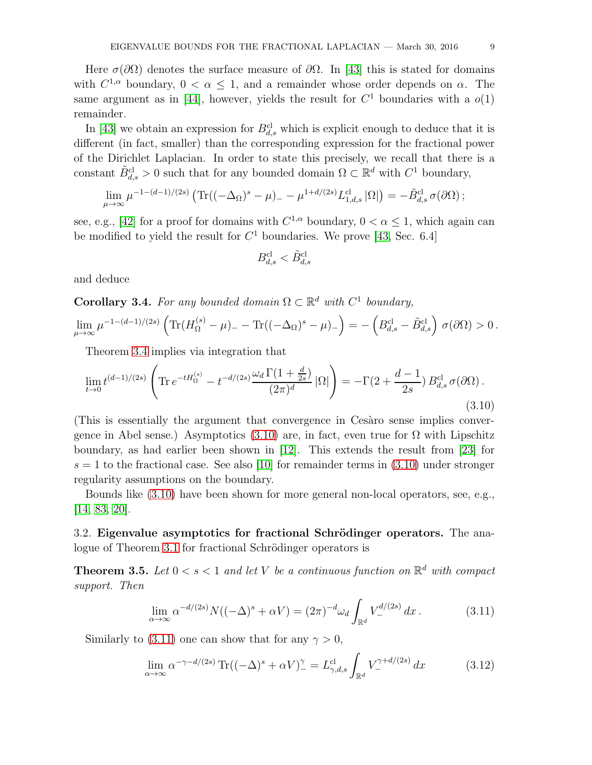Here $\sigma(\partial\Omega)$ denotes the surface measure of $\partial\Omega$. In [43] this is stated for domains with $C^{1,\alpha}$ boundary, $0 < \alpha \leq 1$, and a remainder whose order depends on $\alpha$. The same argument as in [44], however, yields the result for $C^1$ boundaries with a $o(1)$ remainder.

In [43] we obtain an expression for $B^{\mathrm{cl}}_{d,s}$ which is explicit enough to deduce that it is different (in fact, smaller) than the corresponding expression for the fractional power of the Dirichlet Laplacian. In order to state this precisely, we recall that there is a constant $\tilde{B}^{\mathrm{cl}}_{d,s} > 0$ such that for any bounded domain $\Omega \subset \mathbb{R}^d$ with $C^1$ boundary,

$$\lim_{\mu\to\infty} \mu^{-1-(d-1)/(2s)} \left( \operatorname{Tr}((-\Delta_\Omega)^s - \mu)_- - \mu^{1+d/(2s)} L^{\mathrm{cl}}_{1,d,s} |\Omega| \right) = -\tilde{B}^{\mathrm{cl}}_{d,s}\, \sigma(\partial\Omega) \,;$$

see, e.g., [42] for a proof for domains with $C^{1,\alpha}$ boundary, $0 < \alpha \leq 1$, which again can be modified to yield the result for $C^1$ boundaries. We prove [43, Sec. 6.4]

$$B^{\mathrm{cl}}_{d,s} < \tilde{B}^{\mathrm{cl}}_{d,s}$$

and deduce

**Corollary 3.4.** *For any bounded domain $\Omega \subset \mathbb{R}^d$ with $C^1$ boundary,*

$$\lim_{\mu\to\infty} \mu^{-1-(d-1)/(2s)} \left( \operatorname{Tr}(H^{(s)}_\Omega - \mu)_- - \operatorname{Tr}((-\Delta_\Omega)^s - \mu)_- \right) = -\left( B^{\mathrm{cl}}_{d,s} - \tilde{B}^{\mathrm{cl}}_{d,s} \right) \sigma(\partial\Omega) > 0 \,.$$

Theorem 3.4 implies via integration that

$$\lim_{t\to 0} t^{(d-1)/(2s)} \left( \operatorname{Tr} e^{-tH^{(s)}_\Omega} - t^{-d/(2s)} \frac{\omega_d\, \Gamma(1+\frac{d}{2s})}{(2\pi)^d} |\Omega| \right) = -\Gamma(2 + \frac{d-1}{2s})\, B^{\mathrm{cl}}_{d,s}\, \sigma(\partial\Omega) \,. \tag{3.10}$$

(This is essentially the argument that convergence in Cesàro sense implies convergence in Abel sense.) Asymptotics (3.10) are, in fact, even true for $\Omega$ with Lipschitz boundary, as had earlier been shown in [12]. This extends the result from [23] for $s = 1$ to the fractional case. See also [10] for remainder terms in (3.10) under stronger regularity assumptions on the boundary.

Bounds like (3.10) have been shown for more general non-local operators, see, e.g., [14, 83, 20].

## 3.2. Eigenvalue asymptotics for fractional Schrödinger operators.

The analogue of Theorem 3.1 for fractional Schrödinger operators is

**Theorem 3.5.** *Let $0 < s < 1$ and let $V$ be a continuous function on $\mathbb{R}^d$ with compact support. Then*

$$\lim_{\alpha\to\infty} \alpha^{-d/(2s)} N((-\Delta)^s + \alpha V) = (2\pi)^{-d} \omega_d \int_{\mathbb{R}^d} V_-^{d/(2s)}\, dx \,. \tag{3.11}$$

Similarly to (3.11) one can show that for any $\gamma > 0$,

$$\lim_{\alpha\to\infty} \alpha^{-\gamma-d/(2s)} \operatorname{Tr}((-\Delta)^s + \alpha V)_-^\gamma = L^{\mathrm{cl}}_{\gamma,d,s} \int_{\mathbb{R}^d} V_-^{\gamma+d/(2s)}\, dx \tag{3.12}$$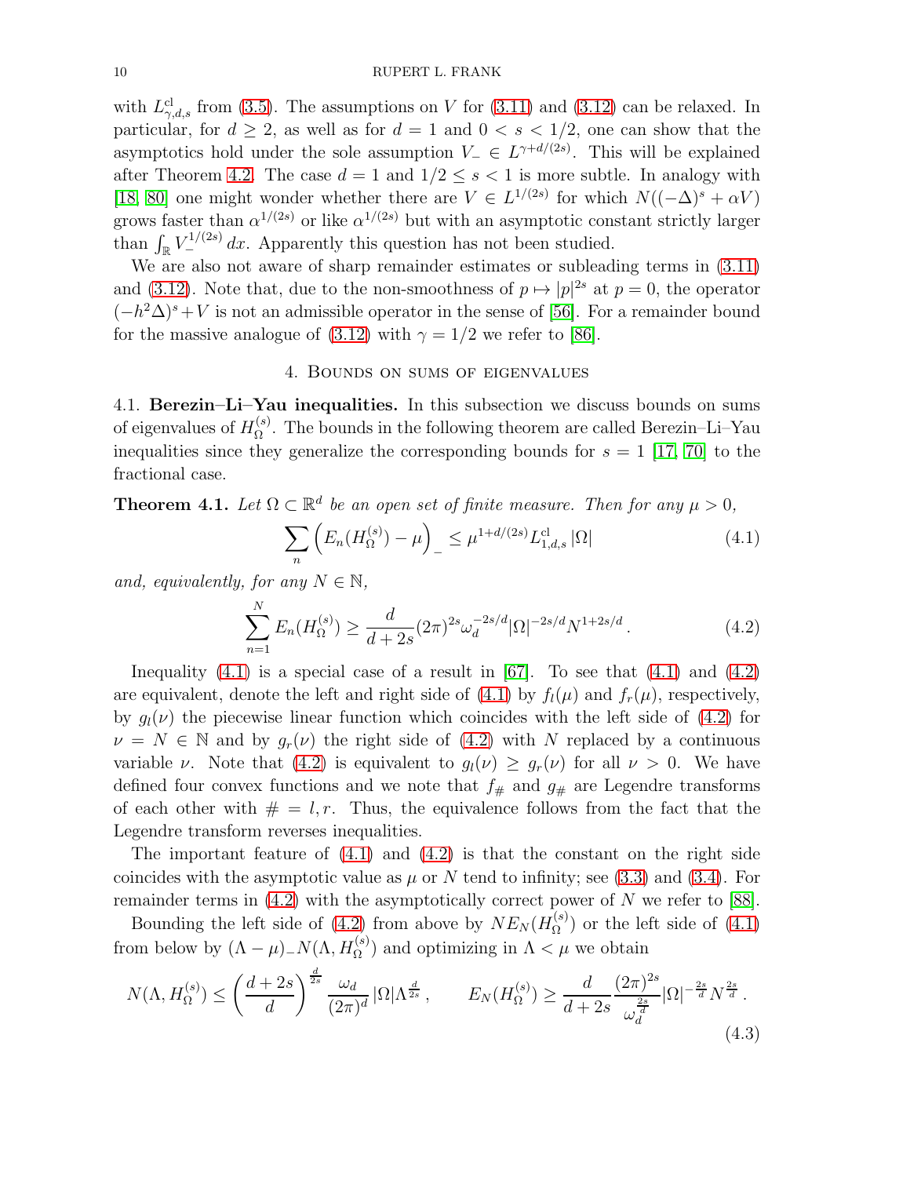with $L^{\rm cl}_{\gamma,d,s}$ from (3.5). The assumptions on $V$ for (3.11) and (3.12) can be relaxed. In particular, for $d \geq 2$, as well as for $d = 1$ and $0 < s < 1/2$, one can show that the asymptotics hold under the sole assumption $V_- \in L^{\gamma + d/(2s)}$. This will be explained after Theorem 4.2. The case $d = 1$ and $1/2 \leq s < 1$ is more subtle. In analogy with [18, 80] one might wonder whether there are $V \in L^{1/(2s)}$ for which $N((-\Delta)^s + \alpha V)$ grows faster than $\alpha^{1/(2s)}$ or like $\alpha^{1/(2s)}$ but with an asymptotic constant strictly larger than $\int_{\mathbb{R}} V_-^{1/(2s)}\,dx$. Apparently this question has not been studied.

We are also not aware of sharp remainder estimates or subleading terms in (3.11) and (3.12). Note that, due to the non-smoothness of $p \mapsto |p|^{2s}$ at $p = 0$, the operator $(-h^2\Delta)^s + V$ is not an admissible operator in the sense of [56]. For a remainder bound for the massive analogue of (3.12) with $\gamma = 1/2$ we refer to [86].

## 4. Bounds on sums of eigenvalues

**4.1. Berezin–Li–Yau inequalities.** In this subsection we discuss bounds on sums of eigenvalues of $H_\Omega^{(s)}$. The bounds in the following theorem are called Berezin–Li–Yau inequalities since they generalize the corresponding bounds for $s = 1$ [17, 70] to the fractional case.

**Theorem 4.1.** *Let $\Omega \subset \mathbb{R}^d$ be an open set of finite measure. Then for any $\mu > 0$,*

$$\sum_n \left( E_n(H_\Omega^{(s)}) - \mu \right)_- \leq \mu^{1+d/(2s)} L^{\rm cl}_{1,d,s}\, |\Omega| \tag{4.1}$$

*and, equivalently, for any $N \in \mathbb{N}$,*

$$\sum_{n=1}^N E_n(H_\Omega^{(s)}) \geq \frac{d}{d+2s} (2\pi)^{2s} \omega_d^{-2s/d} |\Omega|^{-2s/d} N^{1+2s/d}\,. \tag{4.2}$$

Inequality (4.1) is a special case of a result in [67]. To see that (4.1) and (4.2) are equivalent, denote the left and right side of (4.1) by $f_l(\mu)$ and $f_r(\mu)$, respectively, by $g_l(\nu)$ the piecewise linear function which coincides with the left side of (4.2) for $\nu = N \in \mathbb{N}$ and by $g_r(\nu)$ the right side of (4.2) with $N$ replaced by a continuous variable $\nu$. Note that (4.2) is equivalent to $g_l(\nu) \geq g_r(\nu)$ for all $\nu > 0$. We have defined four convex functions and we note that $f_\#$ and $g_\#$ are Legendre transforms of each other with $\# = l, r$. Thus, the equivalence follows from the fact that the Legendre transform reverses inequalities.

The important feature of (4.1) and (4.2) is that the constant on the right side coincides with the asymptotic value as $\mu$ or $N$ tend to infinity; see (3.3) and (3.4). For remainder terms in (4.2) with the asymptotically correct power of $N$ we refer to [88].

Bounding the left side of (4.2) from above by $N E_N(H_\Omega^{(s)})$ or the left side of (4.1) from below by $(\Lambda - \mu)_- N(\Lambda, H_\Omega^{(s)})$ and optimizing in $\Lambda < \mu$ we obtain

$$N(\Lambda, H_\Omega^{(s)}) \leq \left( \frac{d+2s}{d} \right)^{\frac{d}{2s}} \frac{\omega_d}{(2\pi)^d} |\Omega| \Lambda^{\frac{d}{2s}}\,, \qquad E_N(H_\Omega^{(s)}) \geq \frac{d}{d+2s} \frac{(2\pi)^{2s}}{\omega_d^{\frac{2s}{d}}} |\Omega|^{-\frac{2s}{d}} N^{\frac{2s}{d}}\,. \tag{4.3}$$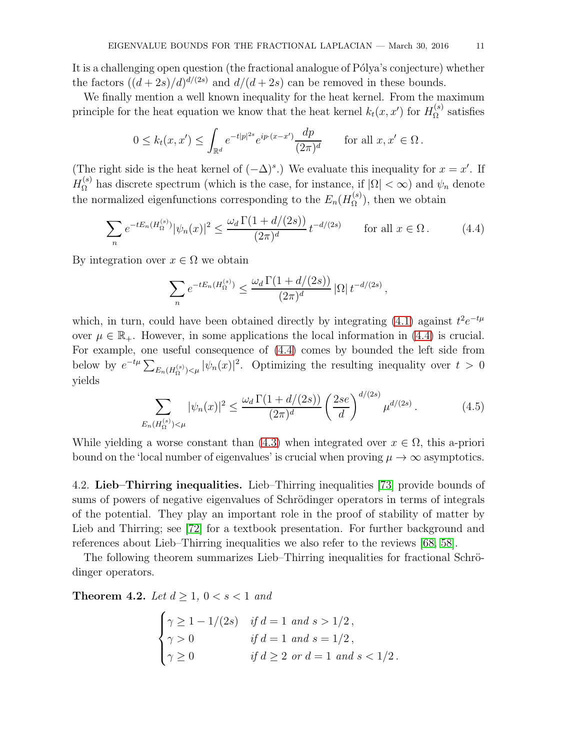It is a challenging open question (the fractional analogue of Pólya's conjecture) whether the factors $((d+2s)/d)^{d/(2s)}$ and $d/(d+2s)$ can be removed in these bounds.

We finally mention a well known inequality for the heat kernel. From the maximum principle for the heat equation we know that the heat kernel $k_t(x,x')$ for $H_\Omega^{(s)}$ satisfies

$$0 \le k_t(x,x') \le \int_{\mathbb{R}^d} e^{-t|p|^{2s}} e^{ip\cdot(x-x')} \frac{dp}{(2\pi)^d} \qquad \text{for all } x, x' \in \Omega\,.$$

(The right side is the heat kernel of $(-\Delta)^s$.) We evaluate this inequality for $x = x'$. If $H_\Omega^{(s)}$ has discrete spectrum (which is the case, for instance, if $|\Omega| < \infty$) and $\psi_n$ denote the normalized eigenfunctions corresponding to the $E_n(H_\Omega^{(s)})$, then we obtain

$$\sum_n e^{-tE_n(H_\Omega^{(s)})} |\psi_n(x)|^2 \le \frac{\omega_d\, \Gamma(1+d/(2s))}{(2\pi)^d}\, t^{-d/(2s)} \qquad \text{for all } x \in \Omega\,. \tag{4.4}$$

By integration over $x \in \Omega$ we obtain

$$\sum_n e^{-tE_n(H_\Omega^{(s)})} \le \frac{\omega_d\, \Gamma(1+d/(2s))}{(2\pi)^d}\, |\Omega|\, t^{-d/(2s)}\,,$$

which, in turn, could have been obtained directly by integrating (4.1) against $t^2 e^{-t\mu}$ over $\mu \in \mathbb{R}_+$. However, in some applications the local information in (4.4) is crucial. For example, one useful consequence of (4.4) comes by bounded the left side from below by $e^{-t\mu}\sum_{E_n(H_\Omega^{(s)})<\mu} |\psi_n(x)|^2$. Optimizing the resulting inequality over $t > 0$ yields

$$\sum_{E_n(H_\Omega^{(s)})<\mu} |\psi_n(x)|^2 \le \frac{\omega_d\, \Gamma(1+d/(2s))}{(2\pi)^d} \left(\frac{2se}{d}\right)^{d/(2s)} \mu^{d/(2s)}\,. \tag{4.5}$$

While yielding a worse constant than (4.3) when integrated over $x \in \Omega$, this a-priori bound on the 'local number of eigenvalues' is crucial when proving $\mu \to \infty$ asymptotics.

## 4.2. **Lieb–Thirring inequalities.**

Lieb–Thirring inequalities [73] provide bounds of sums of powers of negative eigenvalues of Schrödinger operators in terms of integrals of the potential. They play an important role in the proof of stability of matter by Lieb and Thirring; see [72] for a textbook presentation. For further background and references about Lieb–Thirring inequalities we also refer to the reviews [68, 58].

The following theorem summarizes Lieb–Thirring inequalities for fractional Schrödinger operators.

**Theorem 4.2.** *Let $d \ge 1$, $0 < s < 1$ and*

$$\begin{cases} \gamma \ge 1 - 1/(2s) & \text{if } d = 1 \text{ and } s > 1/2\,, \\ \gamma > 0 & \text{if } d = 1 \text{ and } s = 1/2\,, \\ \gamma \ge 0 & \text{if } d \ge 2 \text{ or } d = 1 \text{ and } s < 1/2\,. \end{cases}$$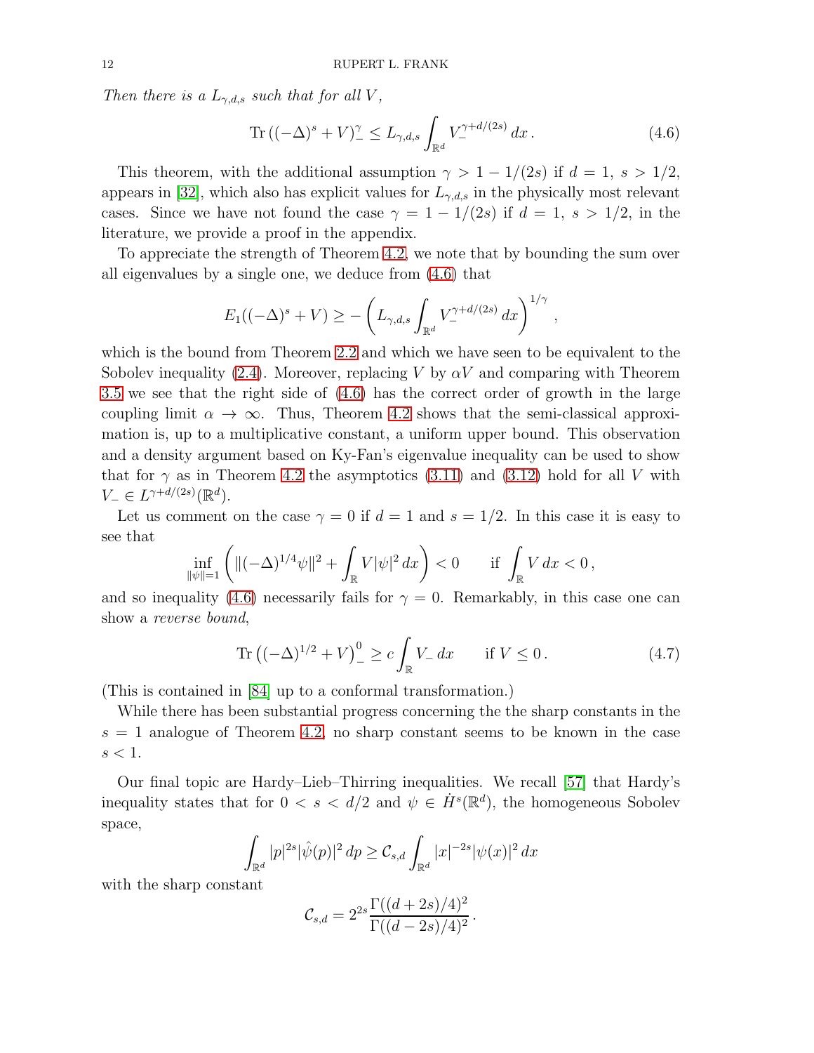*Then there is a $L_{\gamma,d,s}$ such that for all $V$,*

$$\operatorname{Tr}\left((-\Delta)^s + V\right)_-^\gamma \leq L_{\gamma,d,s} \int_{\mathbb{R}^d} V_-^{\gamma+d/(2s)}\,dx\,. \tag{4.6}$$

This theorem, with the additional assumption $\gamma > 1 - 1/(2s)$ if $d = 1$, $s > 1/2$, appears in [32], which also has explicit values for $L_{\gamma,d,s}$ in the physically most relevant cases. Since we have not found the case $\gamma = 1 - 1/(2s)$ if $d = 1$, $s > 1/2$, in the literature, we provide a proof in the appendix.

To appreciate the strength of Theorem 4.2, we note that by bounding the sum over all eigenvalues by a single one, we deduce from (4.6) that

$$E_1((-\Delta)^s + V) \geq -\left(L_{\gamma,d,s} \int_{\mathbb{R}^d} V_-^{\gamma+d/(2s)}\,dx\right)^{1/\gamma},$$

which is the bound from Theorem 2.2 and which we have seen to be equivalent to the Sobolev inequality (2.4). Moreover, replacing $V$ by $\alpha V$ and comparing with Theorem 3.5 we see that the right side of (4.6) has the correct order of growth in the large coupling limit $\alpha \to \infty$. Thus, Theorem 4.2 shows that the semi-classical approximation is, up to a multiplicative constant, a uniform upper bound. This observation and a density argument based on Ky-Fan's eigenvalue inequality can be used to show that for $\gamma$ as in Theorem 4.2 the asymptotics (3.11) and (3.12) hold for all $V$ with $V_- \in L^{\gamma+d/(2s)}(\mathbb{R}^d)$.

Let us comment on the case $\gamma = 0$ if $d = 1$ and $s = 1/2$. In this case it is easy to see that

$$\inf_{\|\psi\|=1}\left(\|(-\Delta)^{1/4}\psi\|^2 + \int_{\mathbb{R}} V|\psi|^2\,dx\right) < 0 \qquad \text{if } \int_{\mathbb{R}} V\,dx < 0\,,$$

and so inequality (4.6) necessarily fails for $\gamma = 0$. Remarkably, in this case one can show a *reverse bound*,

$$\operatorname{Tr}\left((-\Delta)^{1/2} + V\right)_-^0 \geq c \int_{\mathbb{R}} V_-\,dx \qquad \text{if } V \leq 0\,. \tag{4.7}$$

(This is contained in [84] up to a conformal transformation.)

While there has been substantial progress concerning the the sharp constants in the $s = 1$ analogue of Theorem 4.2, no sharp constant seems to be known in the case $s < 1$.

Our final topic are Hardy–Lieb–Thirring inequalities. We recall [57] that Hardy's inequality states that for $0 < s < d/2$ and $\psi \in \dot{H}^s(\mathbb{R}^d)$, the homogeneous Sobolev space,

$$\int_{\mathbb{R}^d} |p|^{2s}|\hat{\psi}(p)|^2\,dp \geq \mathcal{C}_{s,d} \int_{\mathbb{R}^d} |x|^{-2s}|\psi(x)|^2\,dx$$

with the sharp constant

$$\mathcal{C}_{s,d} = 2^{2s}\frac{\Gamma((d+2s)/4)^2}{\Gamma((d-2s)/4)^2}\,.$$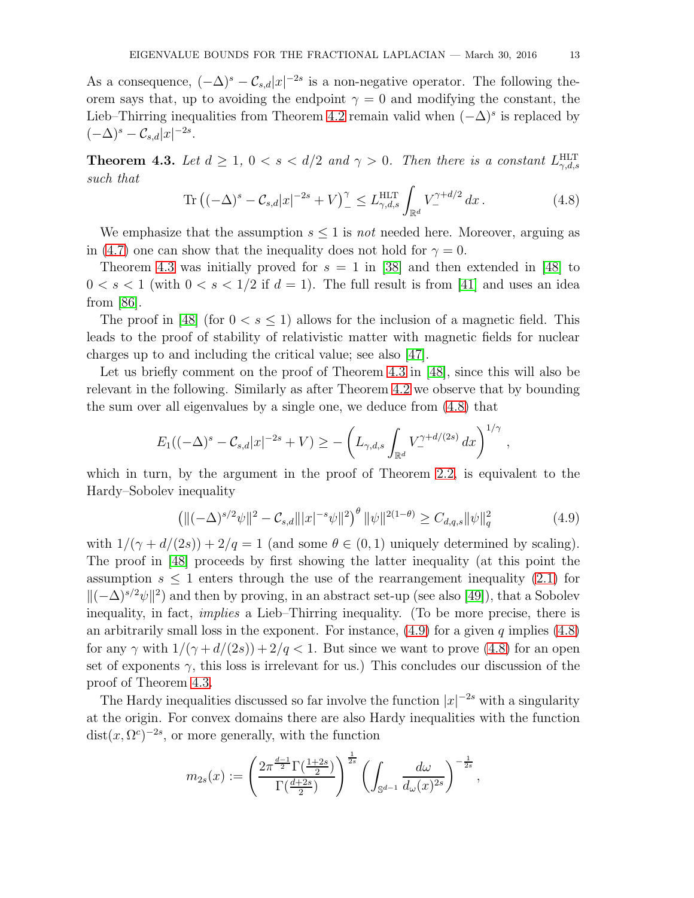As a consequence, $(-\Delta)^s - \mathcal{C}_{s,d}|x|^{-2s}$ is a non-negative operator. The following theorem says that, up to avoiding the endpoint $\gamma = 0$ and modifying the constant, the Lieb–Thirring inequalities from Theorem 4.2 remain valid when $(-\Delta)^s$ is replaced by $(-\Delta)^s - \mathcal{C}_{s,d}|x|^{-2s}$.

**Theorem 4.3.** *Let $d \geq 1$, $0 < s < d/2$ and $\gamma > 0$. Then there is a constant $L^{\mathrm{HLT}}_{\gamma,d,s}$ such that*

$$\operatorname{Tr}\left((-\Delta)^s - \mathcal{C}_{s,d}|x|^{-2s} + V\right)_-^\gamma \leq L^{\mathrm{HLT}}_{\gamma,d,s} \int_{\mathbb{R}^d} V_-^{\gamma+d/2}\,dx\,. \tag{4.8}$$

We emphasize that the assumption $s \leq 1$ is *not* needed here. Moreover, arguing as in (4.7) one can show that the inequality does not hold for $\gamma = 0$.

Theorem 4.3 was initially proved for $s = 1$ in [38] and then extended in [48] to $0 < s < 1$ (with $0 < s < 1/2$ if $d = 1$). The full result is from [41] and uses an idea from [86].

The proof in [48] (for $0 < s \leq 1$) allows for the inclusion of a magnetic field. This leads to the proof of stability of relativistic matter with magnetic fields for nuclear charges up to and including the critical value; see also [47].

Let us briefly comment on the proof of Theorem 4.3 in [48], since this will also be relevant in the following. Similarly as after Theorem 4.2 we observe that by bounding the sum over all eigenvalues by a single one, we deduce from (4.8) that

$$E_1((-\Delta)^s - \mathcal{C}_{s,d}|x|^{-2s} + V) \geq -\left(L_{\gamma,d,s}\int_{\mathbb{R}^d} V_-^{\gamma+d/(2s)}\,dx\right)^{1/\gamma},$$

which in turn, by the argument in the proof of Theorem 2.2, is equivalent to the Hardy–Sobolev inequality

$$\left(\|(-\Delta)^{s/2}\psi\|^2 - \mathcal{C}_{s,d}\||x|^{-s}\psi\|^2\right)^\theta \|\psi\|^{2(1-\theta)} \geq C_{d,q,s}\|\psi\|_q^2 \tag{4.9}$$

with $1/(\gamma + d/(2s)) + 2/q = 1$ (and some $\theta \in (0,1)$ uniquely determined by scaling). The proof in [48] proceeds by first showing the latter inequality (at this point the assumption $s \leq 1$ enters through the use of the rearrangement inequality (2.1) for $\|(-\Delta)^{s/2}\psi\|^2$) and then by proving, in an abstract set-up (see also [49]), that a Sobolev inequality, in fact, *implies* a Lieb–Thirring inequality. (To be more precise, there is an arbitrarily small loss in the exponent. For instance, (4.9) for a given $q$ implies (4.8) for any $\gamma$ with $1/(\gamma+d/(2s)) + 2/q < 1$. But since we want to prove (4.8) for an open set of exponents $\gamma$, this loss is irrelevant for us.) This concludes our discussion of the proof of Theorem 4.3.

The Hardy inequalities discussed so far involve the function $|x|^{-2s}$ with a singularity at the origin. For convex domains there are also Hardy inequalities with the function $\operatorname{dist}(x,\Omega^c)^{-2s}$, or more generally, with the function

$$m_{2s}(x) := \left(\frac{2\pi^{\frac{d-1}{2}}\Gamma(\frac{1+2s}{2})}{\Gamma(\frac{d+2s}{2})}\right)^{\frac{1}{2s}} \left(\int_{\mathbb{S}^{d-1}} \frac{d\omega}{d_\omega(x)^{2s}}\right)^{-\frac{1}{2s}},$$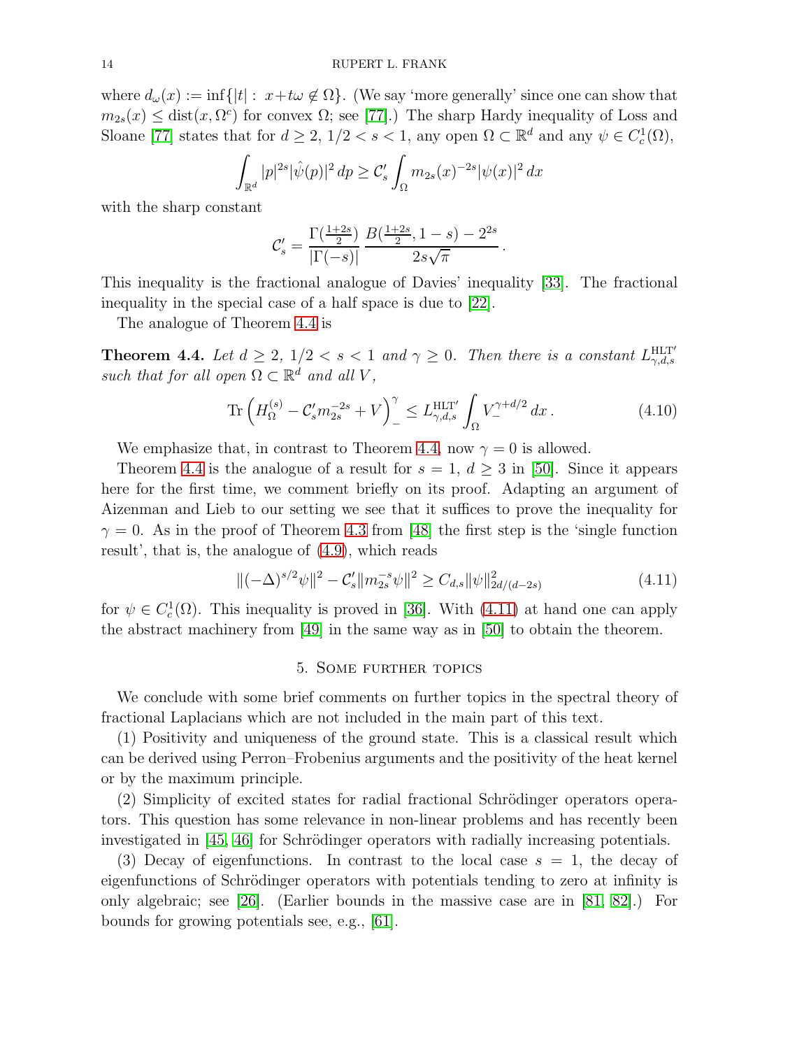where $d_\omega(x) := \inf\{|t| :\ x + t\omega \notin \Omega\}$. (We say 'more generally' since one can show that $m_{2s}(x) \leq \operatorname{dist}(x, \Omega^c)$ for convex $\Omega$; see [77].) The sharp Hardy inequality of Loss and Sloane [77] states that for $d \geq 2$, $1/2 < s < 1$, any open $\Omega \subset \mathbb{R}^d$ and any $\psi \in C_c^1(\Omega)$,

$$\int_{\mathbb{R}^d} |p|^{2s} |\hat{\psi}(p)|^2 \, dp \geq \mathcal{C}'_s \int_\Omega m_{2s}(x)^{-2s} |\psi(x)|^2 \, dx$$

with the sharp constant

$$\mathcal{C}'_s = \frac{\Gamma(\frac{1+2s}{2})}{|\Gamma(-s)|} \, \frac{B(\frac{1+2s}{2}, 1-s) - 2^{2s}}{2s\sqrt{\pi}} \, .$$

This inequality is the fractional analogue of Davies' inequality [33]. The fractional inequality in the special case of a half space is due to [22].

The analogue of Theorem 4.4 is

**Theorem 4.4.** *Let $d \geq 2$, $1/2 < s < 1$ and $\gamma \geq 0$. Then there is a constant $L^{\mathrm{HLT}'}_{\gamma,d,s}$ such that for all open $\Omega \subset \mathbb{R}^d$ and all $V$,*

$$\operatorname{Tr}\left(H_\Omega^{(s)} - \mathcal{C}'_s m_{2s}^{-2s} + V\right)_-^\gamma \leq L^{\mathrm{HLT}'}_{\gamma,d,s} \int_\Omega V_-^{\gamma + d/2} \, dx \, . \tag{4.10}$$

We emphasize that, in contrast to Theorem 4.4, now $\gamma = 0$ is allowed.

Theorem 4.4 is the analogue of a result for $s = 1$, $d \geq 3$ in [50]. Since it appears here for the first time, we comment briefly on its proof. Adapting an argument of Aizenman and Lieb to our setting we see that it suffices to prove the inequality for $\gamma = 0$. As in the proof of Theorem 4.3 from [48] the first step is the 'single function result', that is, the analogue of (4.9), which reads

$$\|(-\Delta)^{s/2}\psi\|^2 - \mathcal{C}'_s \|m_{2s}^{-s}\psi\|^2 \geq C_{d,s} \|\psi\|^2_{2d/(d-2s)} \tag{4.11}$$

for $\psi \in C_c^1(\Omega)$. This inequality is proved in [36]. With (4.11) at hand one can apply the abstract machinery from [49] in the same way as in [50] to obtain the theorem.

## 5. Some further topics

We conclude with some brief comments on further topics in the spectral theory of fractional Laplacians which are not included in the main part of this text.

(1) Positivity and uniqueness of the ground state. This is a classical result which can be derived using Perron–Frobenius arguments and the positivity of the heat kernel or by the maximum principle.

(2) Simplicity of excited states for radial fractional Schrödinger operators operators. This question has some relevance in non-linear problems and has recently been investigated in [45, 46] for Schrödinger operators with radially increasing potentials.

(3) Decay of eigenfunctions. In contrast to the local case $s = 1$, the decay of eigenfunctions of Schrödinger operators with potentials tending to zero at infinity is only algebraic; see [26]. (Earlier bounds in the massive case are in [81, 82].) For bounds for growing potentials see, e.g., [61].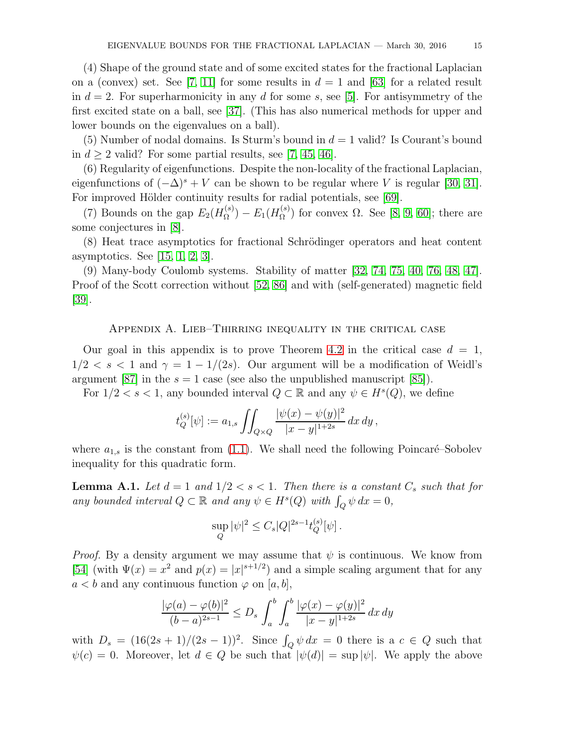(4) Shape of the ground state and of some excited states for the fractional Laplacian on a (convex) set. See [7, 11] for some results in $d = 1$ and [63] for a related result in $d = 2$. For superharmonicity in any $d$ for some $s$, see [5]. For antisymmetry of the first excited state on a ball, see [37]. (This has also numerical methods for upper and lower bounds on the eigenvalues on a ball).

(5) Number of nodal domains. Is Sturm's bound in $d = 1$ valid? Is Courant's bound in $d \geq 2$ valid? For some partial results, see [7, 45, 46].

(6) Regularity of eigenfunctions. Despite the non-locality of the fractional Laplacian, eigenfunctions of $(-\Delta)^s + V$ can be shown to be regular where $V$ is regular [30, 31]. For improved Hölder continuity results for radial potentials, see [69].

(7) Bounds on the gap $E_2(H_\Omega^{(s)}) - E_1(H_\Omega^{(s)})$ for convex $\Omega$. See [8, 9, 60]; there are some conjectures in [8].

(8) Heat trace asymptotics for fractional Schrödinger operators and heat content asymptotics. See [15, 1, 2, 3].

(9) Many-body Coulomb systems. Stability of matter [32, 74, 75, 40, 76, 48, 47]. Proof of the Scott correction without [52, 86] and with (self-generated) magnetic field [39].

## Appendix A. Lieb–Thirring inequality in the critical case

Our goal in this appendix is to prove Theorem 4.2 in the critical case $d = 1$, $1/2 < s < 1$ and $\gamma = 1 - 1/(2s)$. Our argument will be a modification of Weidl's argument [87] in the $s = 1$ case (see also the unpublished manuscript [85]).

For $1/2 < s < 1$, any bounded interval $Q \subset \mathbb{R}$ and any $\psi \in H^s(Q)$, we define

$$t_Q^{(s)}[\psi] := a_{1,s} \iint_{Q \times Q} \frac{|\psi(x) - \psi(y)|^2}{|x - y|^{1+2s}} \, dx \, dy \,,$$

where $a_{1,s}$ is the constant from (1.1). We shall need the following Poincaré–Sobolev inequality for this quadratic form.

**Lemma A.1.** *Let $d = 1$ and $1/2 < s < 1$. Then there is a constant $C_s$ such that for any bounded interval $Q \subset \mathbb{R}$ and any $\psi \in H^s(Q)$ with $\int_Q \psi \, dx = 0$,*

$$\sup_Q |\psi|^2 \leq C_s |Q|^{2s-1} t_Q^{(s)}[\psi] \,.$$

*Proof.* By a density argument we may assume that $\psi$ is continuous. We know from [54] (with $\Psi(x) = x^2$ and $p(x) = |x|^{s+1/2}$) and a simple scaling argument that for any $a < b$ and any continuous function $\varphi$ on $[a, b]$,

$$\frac{|\varphi(a) - \varphi(b)|^2}{(b-a)^{2s-1}} \leq D_s \int_a^b \int_a^b \frac{|\varphi(x) - \varphi(y)|^2}{|x - y|^{1+2s}} \, dx \, dy$$

with $D_s = (16(2s+1)/(2s-1))^2$. Since $\int_Q \psi \, dx = 0$ there is a $c \in Q$ such that $\psi(c) = 0$. Moreover, let $d \in Q$ be such that $|\psi(d)| = \sup |\psi|$. We apply the above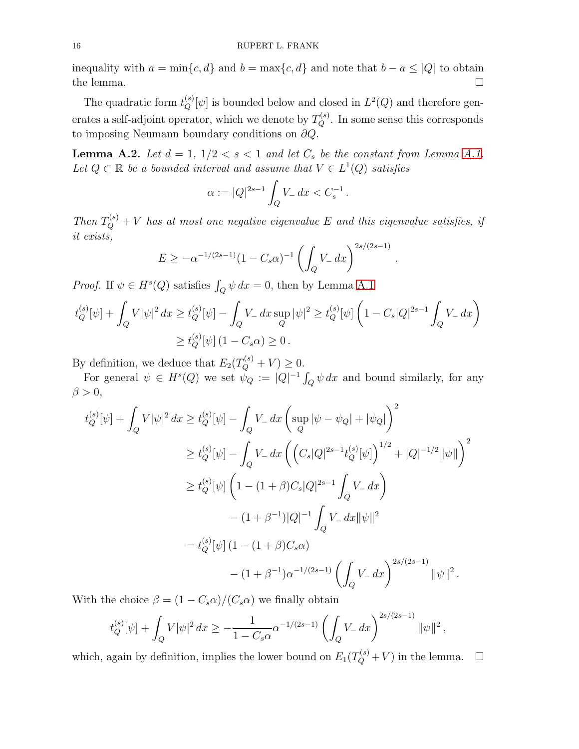inequality with $a = \min\{c, d\}$ and $b = \max\{c, d\}$ and note that $b - a \leq |Q|$ to obtain the lemma. $\square$

The quadratic form $t_Q^{(s)}[\psi]$ is bounded below and closed in $L^2(Q)$ and therefore generates a self-adjoint operator, which we denote by $T_Q^{(s)}$. In some sense this corresponds to imposing Neumann boundary conditions on $\partial Q$.

**Lemma A.2.** *Let $d = 1$, $1/2 < s < 1$ and let $C_s$ be the constant from Lemma A.1. Let $Q \subset \mathbb{R}$ be a bounded interval and assume that $V \in L^1(Q)$ satisfies*

$$\alpha := |Q|^{2s-1} \int_Q V_- \, dx < C_s^{-1} .$$

*Then $T_Q^{(s)} + V$ has at most one negative eigenvalue $E$ and this eigenvalue satisfies, if it exists,*

$$E \geq -\alpha^{-1/(2s-1)} (1 - C_s \alpha)^{-1} \left( \int_Q V_- \, dx \right)^{2s/(2s-1)} .$$

*Proof.* If $\psi \in H^s(Q)$ satisfies $\int_Q \psi \, dx = 0$, then by Lemma A.1

$$\begin{aligned} t_Q^{(s)}[\psi] + \int_Q V |\psi|^2 \, dx &\geq t_Q^{(s)}[\psi] - \int_Q V_- \, dx \sup_Q |\psi|^2 \geq t_Q^{(s)}[\psi] \left( 1 - C_s |Q|^{2s-1} \int_Q V_- \, dx \right) \\ &\geq t_Q^{(s)}[\psi] \left( 1 - C_s \alpha \right) \geq 0 . \end{aligned}$$

By definition, we deduce that $E_2(T_Q^{(s)} + V) \geq 0$.

For general $\psi \in H^s(Q)$ we set $\psi_Q := |Q|^{-1} \int_Q \psi \, dx$ and bound similarly, for any $\beta > 0$,

$$\begin{aligned} t_Q^{(s)}[\psi] + \int_Q V |\psi|^2 \, dx &\geq t_Q^{(s)}[\psi] - \int_Q V_- \, dx \left( \sup_Q |\psi - \psi_Q| + |\psi_Q| \right)^2 \\ &\geq t_Q^{(s)}[\psi] - \int_Q V_- \, dx \left( \left( C_s |Q|^{2s-1} t_Q^{(s)}[\psi] \right)^{1/2} + |Q|^{-1/2} \|\psi\| \right)^2 \\ &\geq t_Q^{(s)}[\psi] \left( 1 - (1+\beta) C_s |Q|^{2s-1} \int_Q V_- \, dx \right) \\ &\qquad - (1 + \beta^{-1}) |Q|^{-1} \int_Q V_- \, dx \|\psi\|^2 \\ &= t_Q^{(s)}[\psi] \left( 1 - (1+\beta) C_s \alpha \right) \\ &\qquad - (1 + \beta^{-1}) \alpha^{-1/(2s-1)} \left( \int_Q V_- \, dx \right)^{2s/(2s-1)} \|\psi\|^2 . \end{aligned}$$

With the choice $\beta = (1 - C_s \alpha)/(C_s \alpha)$ we finally obtain

$$t_Q^{(s)}[\psi] + \int_Q V |\psi|^2 \, dx \geq - \frac{1}{1 - C_s \alpha} \alpha^{-1/(2s-1)} \left( \int_Q V_- \, dx \right)^{2s/(2s-1)} \|\psi\|^2 ,$$

which, again by definition, implies the lower bound on $E_1(T_Q^{(s)} + V)$ in the lemma. $\square$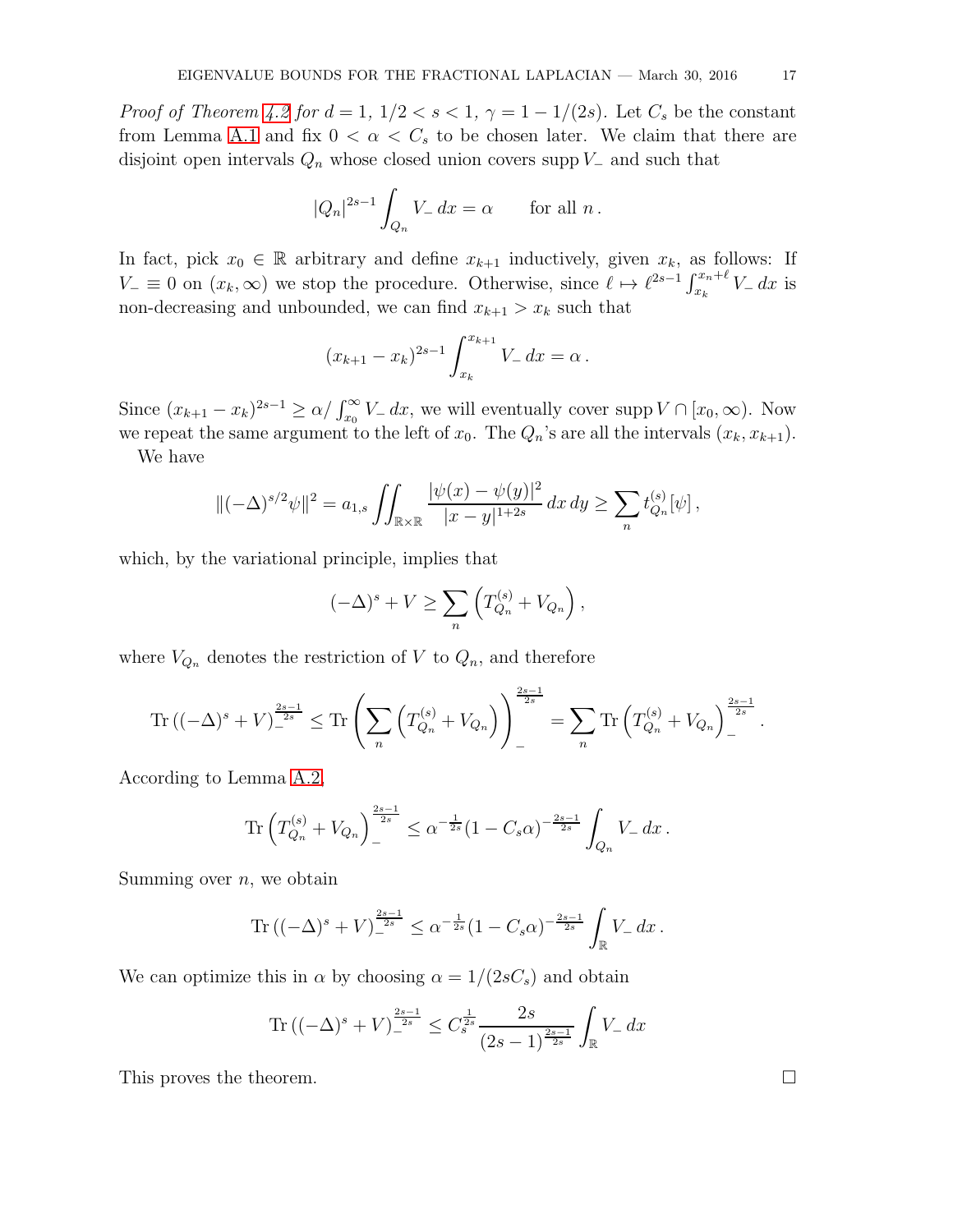*Proof of Theorem 4.2 for $d = 1$, $1/2 < s < 1$, $\gamma = 1 - 1/(2s)$.* Let $C_s$ be the constant from Lemma A.1 and fix $0 < \alpha < C_s$ to be chosen later. We claim that there are disjoint open intervals $Q_n$ whose closed union covers $\operatorname{supp} V_-$ and such that

$$|Q_n|^{2s-1} \int_{Q_n} V_-\,dx = \alpha \qquad \text{for all } n\,.$$

In fact, pick $x_0 \in \mathbb{R}$ arbitrary and define $x_{k+1}$ inductively, given $x_k$, as follows: If $V_- \equiv 0$ on $(x_k, \infty)$ we stop the procedure. Otherwise, since $\ell \mapsto \ell^{2s-1} \int_{x_k}^{x_n+\ell} V_-\,dx$ is non-decreasing and unbounded, we can find $x_{k+1} > x_k$ such that

$$(x_{k+1} - x_k)^{2s-1} \int_{x_k}^{x_{k+1}} V_-\,dx = \alpha\,.$$

Since $(x_{k+1} - x_k)^{2s-1} \geq \alpha / \int_{x_0}^{\infty} V_-\,dx$, we will eventually cover $\operatorname{supp} V \cap [x_0, \infty)$. Now we repeat the same argument to the left of $x_0$. The $Q_n$'s are all the intervals $(x_k, x_{k+1})$.

We have

$$\|(-\Delta)^{s/2}\psi\|^2 = a_{1,s} \iint_{\mathbb{R}\times\mathbb{R}} \frac{|\psi(x) - \psi(y)|^2}{|x-y|^{1+2s}}\,dx\,dy \geq \sum_n t_{Q_n}^{(s)}[\psi]\,,$$

which, by the variational principle, implies that

$$(-\Delta)^s + V \geq \sum_n \left( T_{Q_n}^{(s)} + V_{Q_n} \right),$$

where $V_{Q_n}$ denotes the restriction of $V$ to $Q_n$, and therefore

$$\operatorname{Tr}\left((-\Delta)^s + V\right)_-^{\frac{2s-1}{2s}} \leq \operatorname{Tr}\left( \sum_n \left( T_{Q_n}^{(s)} + V_{Q_n} \right) \right)_-^{\frac{2s-1}{2s}} = \sum_n \operatorname{Tr}\left( T_{Q_n}^{(s)} + V_{Q_n} \right)_-^{\frac{2s-1}{2s}}.$$

According to Lemma A.2,

$$\operatorname{Tr}\left( T_{Q_n}^{(s)} + V_{Q_n} \right)_-^{\frac{2s-1}{2s}} \leq \alpha^{-\frac{1}{2s}} (1 - C_s\alpha)^{-\frac{2s-1}{2s}} \int_{Q_n} V_-\,dx\,.$$

Summing over $n$, we obtain

$$\operatorname{Tr}\left((-\Delta)^s + V\right)_-^{\frac{2s-1}{2s}} \leq \alpha^{-\frac{1}{2s}} (1 - C_s\alpha)^{-\frac{2s-1}{2s}} \int_{\mathbb{R}} V_-\,dx\,.$$

We can optimize this in $\alpha$ by choosing $\alpha = 1/(2sC_s)$ and obtain

$$\operatorname{Tr}\left((-\Delta)^s + V\right)_-^{\frac{2s-1}{2s}} \leq C_s^{\frac{1}{2s}} \frac{2s}{(2s-1)^{\frac{2s-1}{2s}}} \int_{\mathbb{R}} V_-\,dx$$

This proves the theorem. $\square$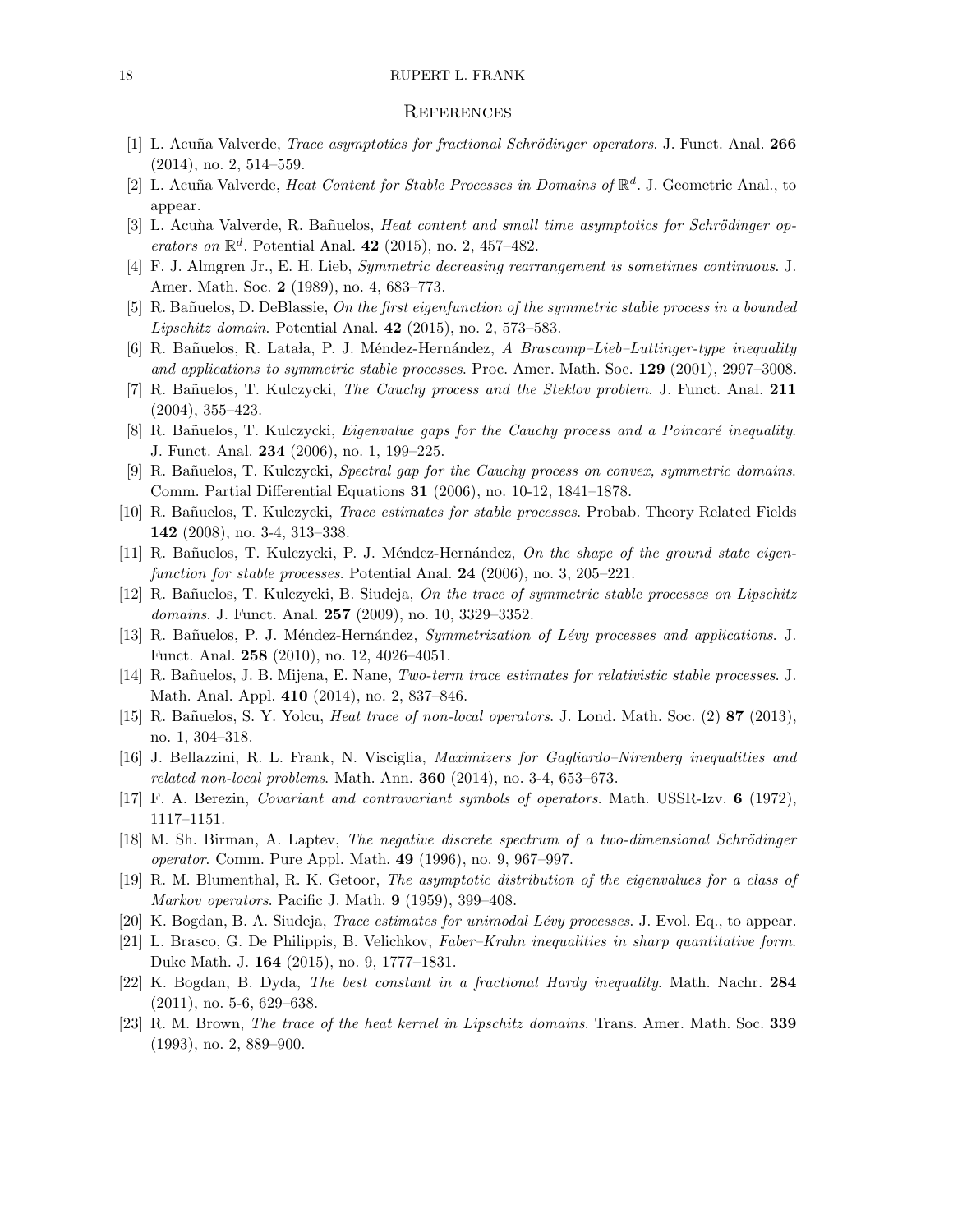## References

[1] L. Acuña Valverde, *Trace asymptotics for fractional Schrödinger operators*. J. Funct. Anal. **266** (2014), no. 2, 514–559.

[2] L. Acuña Valverde, *Heat Content for Stable Processes in Domains of* $\mathbb{R}^d$. J. Geometric Anal., to appear.

[3] L. Acuña Valverde, R. Bañuelos, *Heat content and small time asymptotics for Schrödinger operators on* $\mathbb{R}^d$. Potential Anal. **42** (2015), no. 2, 457–482.

[4] F. J. Almgren Jr., E. H. Lieb, *Symmetric decreasing rearrangement is sometimes continuous*. J. Amer. Math. Soc. **2** (1989), no. 4, 683–773.

[5] R. Bañuelos, D. DeBlassie, *On the first eigenfunction of the symmetric stable process in a bounded Lipschitz domain*. Potential Anal. **42** (2015), no. 2, 573–583.

[6] R. Bañuelos, R. Latała, P. J. Méndez-Hernández, *A Brascamp–Lieb–Luttinger-type inequality and applications to symmetric stable processes*. Proc. Amer. Math. Soc. **129** (2001), 2997–3008.

[7] R. Bañuelos, T. Kulczycki, *The Cauchy process and the Steklov problem*. J. Funct. Anal. **211** (2004), 355–423.

[8] R. Bañuelos, T. Kulczycki, *Eigenvalue gaps for the Cauchy process and a Poincaré inequality*. J. Funct. Anal. **234** (2006), no. 1, 199–225.

[9] R. Bañuelos, T. Kulczycki, *Spectral gap for the Cauchy process on convex, symmetric domains*. Comm. Partial Differential Equations **31** (2006), no. 10-12, 1841–1878.

[10] R. Bañuelos, T. Kulczycki, *Trace estimates for stable processes*. Probab. Theory Related Fields **142** (2008), no. 3-4, 313–338.

[11] R. Bañuelos, T. Kulczycki, P. J. Méndez-Hernández, *On the shape of the ground state eigenfunction for stable processes*. Potential Anal. **24** (2006), no. 3, 205–221.

[12] R. Bañuelos, T. Kulczycki, B. Siudeja, *On the trace of symmetric stable processes on Lipschitz domains*. J. Funct. Anal. **257** (2009), no. 10, 3329–3352.

[13] R. Bañuelos, P. J. Méndez-Hernández, *Symmetrization of Lévy processes and applications*. J. Funct. Anal. **258** (2010), no. 12, 4026–4051.

[14] R. Bañuelos, J. B. Mijena, E. Nane, *Two-term trace estimates for relativistic stable processes*. J. Math. Anal. Appl. **410** (2014), no. 2, 837–846.

[15] R. Bañuelos, S. Y. Yolcu, *Heat trace of non-local operators*. J. Lond. Math. Soc. (2) **87** (2013), no. 1, 304–318.

[16] J. Bellazzini, R. L. Frank, N. Visciglia, *Maximizers for Gagliardo–Nirenberg inequalities and related non-local problems*. Math. Ann. **360** (2014), no. 3-4, 653–673.

[17] F. A. Berezin, *Covariant and contravariant symbols of operators*. Math. USSR-Izv. **6** (1972), 1117–1151.

[18] M. Sh. Birman, A. Laptev, *The negative discrete spectrum of a two-dimensional Schrödinger operator*. Comm. Pure Appl. Math. **49** (1996), no. 9, 967–997.

[19] R. M. Blumenthal, R. K. Getoor, *The asymptotic distribution of the eigenvalues for a class of Markov operators*. Pacific J. Math. **9** (1959), 399–408.

[20] K. Bogdan, B. A. Siudeja, *Trace estimates for unimodal Lévy processes*. J. Evol. Eq., to appear.

[21] L. Brasco, G. De Philippis, B. Velichkov, *Faber–Krahn inequalities in sharp quantitative form*. Duke Math. J. **164** (2015), no. 9, 1777–1831.

[22] K. Bogdan, B. Dyda, *The best constant in a fractional Hardy inequality*. Math. Nachr. **284** (2011), no. 5-6, 629–638.

[23] R. M. Brown, *The trace of the heat kernel in Lipschitz domains*. Trans. Amer. Math. Soc. **339** (1993), no. 2, 889–900.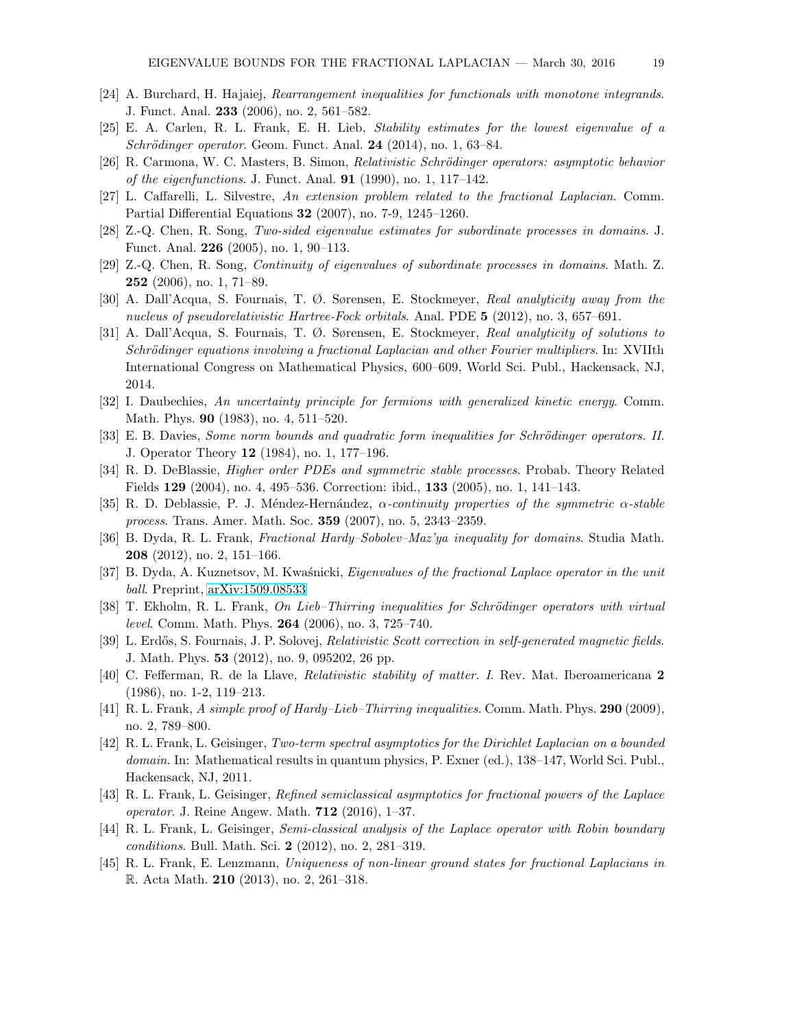[24] A. Burchard, H. Hajaiej, *Rearrangement inequalities for functionals with monotone integrands*. J. Funct. Anal. **233** (2006), no. 2, 561–582.

[25] E. A. Carlen, R. L. Frank, E. H. Lieb, *Stability estimates for the lowest eigenvalue of a Schrödinger operator*. Geom. Funct. Anal. **24** (2014), no. 1, 63–84.

[26] R. Carmona, W. C. Masters, B. Simon, *Relativistic Schrödinger operators: asymptotic behavior of the eigenfunctions*. J. Funct. Anal. **91** (1990), no. 1, 117–142.

[27] L. Caffarelli, L. Silvestre, *An extension problem related to the fractional Laplacian*. Comm. Partial Differential Equations **32** (2007), no. 7-9, 1245–1260.

[28] Z.-Q. Chen, R. Song, *Two-sided eigenvalue estimates for subordinate processes in domains*. J. Funct. Anal. **226** (2005), no. 1, 90–113.

[29] Z.-Q. Chen, R. Song, *Continuity of eigenvalues of subordinate processes in domains*. Math. Z. **252** (2006), no. 1, 71–89.

[30] A. Dall'Acqua, S. Fournais, T. Ø. Sørensen, E. Stockmeyer, *Real analyticity away from the nucleus of pseudorelativistic Hartree-Fock orbitals*. Anal. PDE **5** (2012), no. 3, 657–691.

[31] A. Dall'Acqua, S. Fournais, T. Ø. Sørensen, E. Stockmeyer, *Real analyticity of solutions to Schrödinger equations involving a fractional Laplacian and other Fourier multipliers*. In: XVIIth International Congress on Mathematical Physics, 600–609, World Sci. Publ., Hackensack, NJ, 2014.

[32] I. Daubechies, *An uncertainty principle for fermions with generalized kinetic energy*. Comm. Math. Phys. **90** (1983), no. 4, 511–520.

[33] E. B. Davies, *Some norm bounds and quadratic form inequalities for Schrödinger operators. II*. J. Operator Theory **12** (1984), no. 1, 177–196.

[34] R. D. DeBlassie, *Higher order PDEs and symmetric stable processes*. Probab. Theory Related Fields **129** (2004), no. 4, 495–536. Correction: ibid., **133** (2005), no. 1, 141–143.

[35] R. D. Deblassie, P. J. Méndez-Hernández, *$\alpha$-continuity properties of the symmetric $\alpha$-stable process*. Trans. Amer. Math. Soc. **359** (2007), no. 5, 2343–2359.

[36] B. Dyda, R. L. Frank, *Fractional Hardy–Sobolev–Maz'ya inequality for domains*. Studia Math. **208** (2012), no. 2, 151–166.

[37] B. Dyda, A. Kuznetsov, M. Kwaśnicki, *Eigenvalues of the fractional Laplace operator in the unit ball*. Preprint, arXiv:1509.08533.

[38] T. Ekholm, R. L. Frank, *On Lieb–Thirring inequalities for Schrödinger operators with virtual level*. Comm. Math. Phys. **264** (2006), no. 3, 725–740.

[39] L. Erdős, S. Fournais, J. P. Solovej, *Relativistic Scott correction in self-generated magnetic fields*. J. Math. Phys. **53** (2012), no. 9, 095202, 26 pp.

[40] C. Fefferman, R. de la Llave, *Relativistic stability of matter. I*. Rev. Mat. Iberoamericana **2** (1986), no. 1-2, 119–213.

[41] R. L. Frank, *A simple proof of Hardy–Lieb–Thirring inequalities*. Comm. Math. Phys. **290** (2009), no. 2, 789–800.

[42] R. L. Frank, L. Geisinger, *Two-term spectral asymptotics for the Dirichlet Laplacian on a bounded domain*. In: Mathematical results in quantum physics, P. Exner (ed.), 138–147, World Sci. Publ., Hackensack, NJ, 2011.

[43] R. L. Frank, L. Geisinger, *Refined semiclassical asymptotics for fractional powers of the Laplace operator*. J. Reine Angew. Math. **712** (2016), 1–37.

[44] R. L. Frank, L. Geisinger, *Semi-classical analysis of the Laplace operator with Robin boundary conditions*. Bull. Math. Sci. **2** (2012), no. 2, 281–319.

[45] R. L. Frank, E. Lenzmann, *Uniqueness of non-linear ground states for fractional Laplacians in $\mathbb{R}$*. Acta Math. **210** (2013), no. 2, 261–318.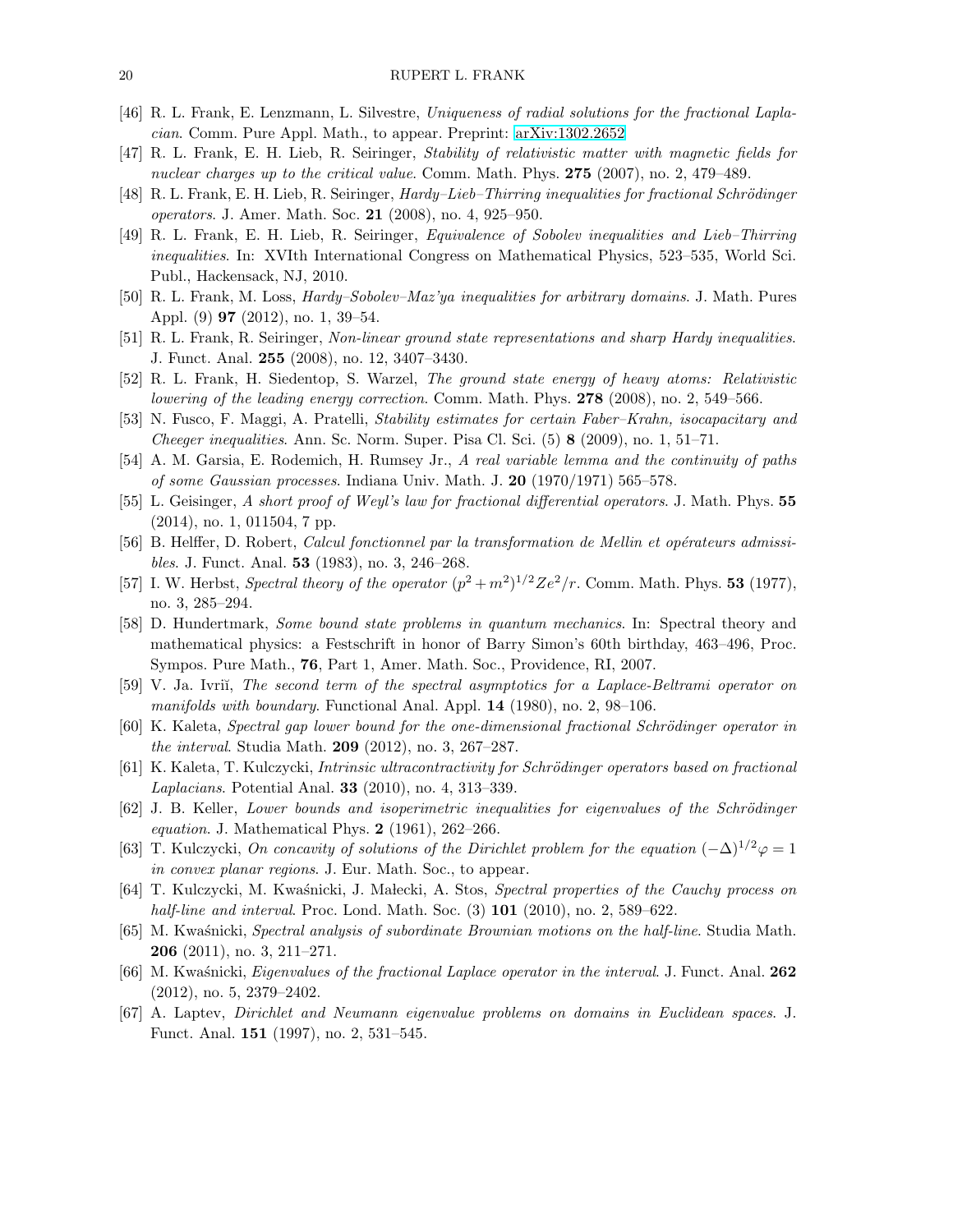[46] R. L. Frank, E. Lenzmann, L. Silvestre, *Uniqueness of radial solutions for the fractional Laplacian*. Comm. Pure Appl. Math., to appear. Preprint: arXiv:1302.2652

[47] R. L. Frank, E. H. Lieb, R. Seiringer, *Stability of relativistic matter with magnetic fields for nuclear charges up to the critical value*. Comm. Math. Phys. **275** (2007), no. 2, 479–489.

[48] R. L. Frank, E. H. Lieb, R. Seiringer, *Hardy–Lieb–Thirring inequalities for fractional Schrödinger operators*. J. Amer. Math. Soc. **21** (2008), no. 4, 925–950.

[49] R. L. Frank, E. H. Lieb, R. Seiringer, *Equivalence of Sobolev inequalities and Lieb–Thirring inequalities*. In: XVIth International Congress on Mathematical Physics, 523–535, World Sci. Publ., Hackensack, NJ, 2010.

[50] R. L. Frank, M. Loss, *Hardy–Sobolev–Maz'ya inequalities for arbitrary domains*. J. Math. Pures Appl. (9) **97** (2012), no. 1, 39–54.

[51] R. L. Frank, R. Seiringer, *Non-linear ground state representations and sharp Hardy inequalities*. J. Funct. Anal. **255** (2008), no. 12, 3407–3430.

[52] R. L. Frank, H. Siedentop, S. Warzel, *The ground state energy of heavy atoms: Relativistic lowering of the leading energy correction*. Comm. Math. Phys. **278** (2008), no. 2, 549–566.

[53] N. Fusco, F. Maggi, A. Pratelli, *Stability estimates for certain Faber–Krahn, isocapacitary and Cheeger inequalities*. Ann. Sc. Norm. Super. Pisa Cl. Sci. (5) **8** (2009), no. 1, 51–71.

[54] A. M. Garsia, E. Rodemich, H. Rumsey Jr., *A real variable lemma and the continuity of paths of some Gaussian processes*. Indiana Univ. Math. J. **20** (1970/1971) 565–578.

[55] L. Geisinger, *A short proof of Weyl's law for fractional differential operators*. J. Math. Phys. **55** (2014), no. 1, 011504, 7 pp.

[56] B. Helffer, D. Robert, *Calcul fonctionnel par la transformation de Mellin et opérateurs admissibles*. J. Funct. Anal. **53** (1983), no. 3, 246–268.

[57] I. W. Herbst, *Spectral theory of the operator* $(p^2+m^2)^{1/2}Ze^2/r$. Comm. Math. Phys. **53** (1977), no. 3, 285–294.

[58] D. Hundertmark, *Some bound state problems in quantum mechanics*. In: Spectral theory and mathematical physics: a Festschrift in honor of Barry Simon's 60th birthday, 463–496, Proc. Sympos. Pure Math., **76**, Part 1, Amer. Math. Soc., Providence, RI, 2007.

[59] V. Ja. Ivriĭ, *The second term of the spectral asymptotics for a Laplace-Beltrami operator on manifolds with boundary*. Functional Anal. Appl. **14** (1980), no. 2, 98–106.

[60] K. Kaleta, *Spectral gap lower bound for the one-dimensional fractional Schrödinger operator in the interval*. Studia Math. **209** (2012), no. 3, 267–287.

[61] K. Kaleta, T. Kulczycki, *Intrinsic ultracontractivity for Schrödinger operators based on fractional Laplacians*. Potential Anal. **33** (2010), no. 4, 313–339.

[62] J. B. Keller, *Lower bounds and isoperimetric inequalities for eigenvalues of the Schrödinger equation*. J. Mathematical Phys. **2** (1961), 262–266.

[63] T. Kulczycki, *On concavity of solutions of the Dirichlet problem for the equation* $(-\Delta)^{1/2}\varphi = 1$ *in convex planar regions*. J. Eur. Math. Soc., to appear.

[64] T. Kulczycki, M. Kwaśnicki, J. Małecki, A. Stos, *Spectral properties of the Cauchy process on half-line and interval*. Proc. Lond. Math. Soc. (3) **101** (2010), no. 2, 589–622.

[65] M. Kwaśnicki, *Spectral analysis of subordinate Brownian motions on the half-line*. Studia Math. **206** (2011), no. 3, 211–271.

[66] M. Kwaśnicki, *Eigenvalues of the fractional Laplace operator in the interval*. J. Funct. Anal. **262** (2012), no. 5, 2379–2402.

[67] A. Laptev, *Dirichlet and Neumann eigenvalue problems on domains in Euclidean spaces*. J. Funct. Anal. **151** (1997), no. 2, 531–545.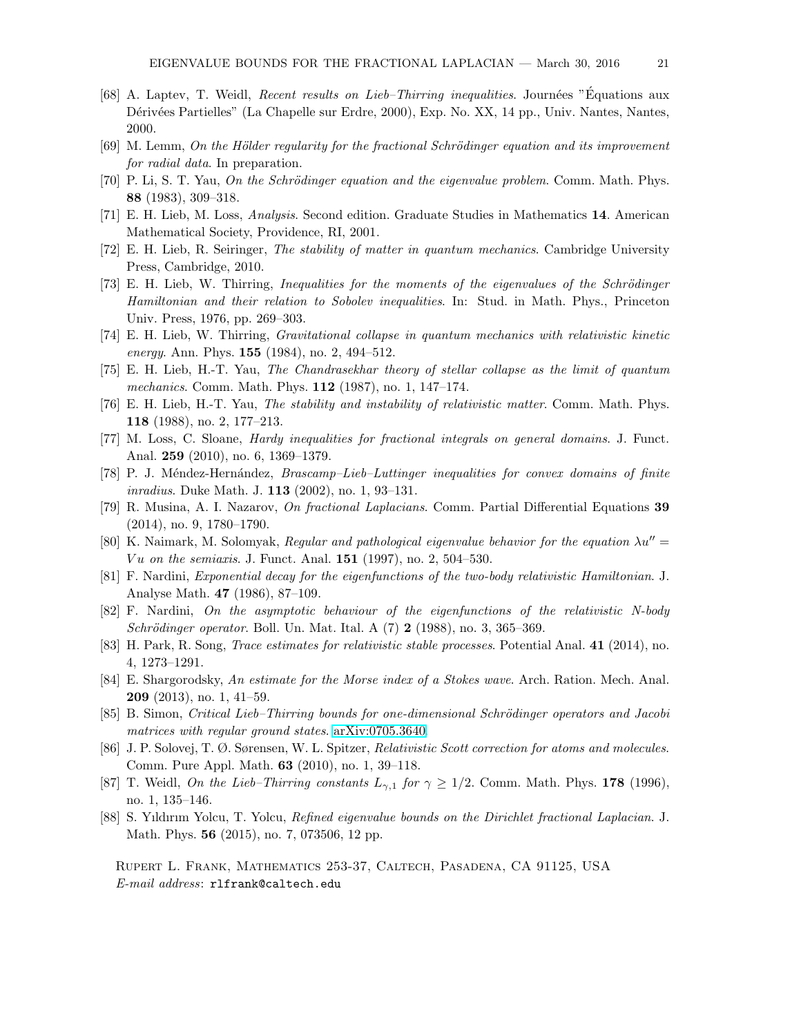[68] A. Laptev, T. Weidl, *Recent results on Lieb–Thirring inequalities*. Journées "Équations aux Dérivées Partielles" (La Chapelle sur Erdre, 2000), Exp. No. XX, 14 pp., Univ. Nantes, Nantes, 2000.

[69] M. Lemm, *On the Hölder regularity for the fractional Schrödinger equation and its improvement for radial data*. In preparation.

[70] P. Li, S. T. Yau, *On the Schrödinger equation and the eigenvalue problem*. Comm. Math. Phys. **88** (1983), 309–318.

[71] E. H. Lieb, M. Loss, *Analysis*. Second edition. Graduate Studies in Mathematics **14**. American Mathematical Society, Providence, RI, 2001.

[72] E. H. Lieb, R. Seiringer, *The stability of matter in quantum mechanics*. Cambridge University Press, Cambridge, 2010.

[73] E. H. Lieb, W. Thirring, *Inequalities for the moments of the eigenvalues of the Schrödinger Hamiltonian and their relation to Sobolev inequalities*. In: Stud. in Math. Phys., Princeton Univ. Press, 1976, pp. 269–303.

[74] E. H. Lieb, W. Thirring, *Gravitational collapse in quantum mechanics with relativistic kinetic energy*. Ann. Phys. **155** (1984), no. 2, 494–512.

[75] E. H. Lieb, H.-T. Yau, *The Chandrasekhar theory of stellar collapse as the limit of quantum mechanics*. Comm. Math. Phys. **112** (1987), no. 1, 147–174.

[76] E. H. Lieb, H.-T. Yau, *The stability and instability of relativistic matter*. Comm. Math. Phys. **118** (1988), no. 2, 177–213.

[77] M. Loss, C. Sloane, *Hardy inequalities for fractional integrals on general domains*. J. Funct. Anal. **259** (2010), no. 6, 1369–1379.

[78] P. J. Méndez-Hernández, *Brascamp–Lieb–Luttinger inequalities for convex domains of finite inradius*. Duke Math. J. **113** (2002), no. 1, 93–131.

[79] R. Musina, A. I. Nazarov, *On fractional Laplacians*. Comm. Partial Differential Equations **39** (2014), no. 9, 1780–1790.

[80] K. Naimark, M. Solomyak, *Regular and pathological eigenvalue behavior for the equation $\lambda u'' = Vu$ on the semiaxis*. J. Funct. Anal. **151** (1997), no. 2, 504–530.

[81] F. Nardini, *Exponential decay for the eigenfunctions of the two-body relativistic Hamiltonian*. J. Analyse Math. **47** (1986), 87–109.

[82] F. Nardini, *On the asymptotic behaviour of the eigenfunctions of the relativistic N-body Schrödinger operator*. Boll. Un. Mat. Ital. A (7) **2** (1988), no. 3, 365–369.

[83] H. Park, R. Song, *Trace estimates for relativistic stable processes*. Potential Anal. **41** (2014), no. 4, 1273–1291.

[84] E. Shargorodsky, *An estimate for the Morse index of a Stokes wave*. Arch. Ration. Mech. Anal. **209** (2013), no. 1, 41–59.

[85] B. Simon, *Critical Lieb–Thirring bounds for one-dimensional Schrödinger operators and Jacobi matrices with regular ground states*. arXiv:0705.3640.

[86] J. P. Solovej, T. Ø. Sørensen, W. L. Spitzer, *Relativistic Scott correction for atoms and molecules*. Comm. Pure Appl. Math. **63** (2010), no. 1, 39–118.

[87] T. Weidl, *On the Lieb–Thirring constants $L_{\gamma,1}$ for $\gamma \geq 1/2$*. Comm. Math. Phys. **178** (1996), no. 1, 135–146.

[88] S. Yıldırım Yolcu, T. Yolcu, *Refined eigenvalue bounds on the Dirichlet fractional Laplacian*. J. Math. Phys. **56** (2015), no. 7, 073506, 12 pp.

Rupert L. Frank, Mathematics 253-37, Caltech, Pasadena, CA 91125, USA
*E-mail address*: rlfrank@caltech.edu